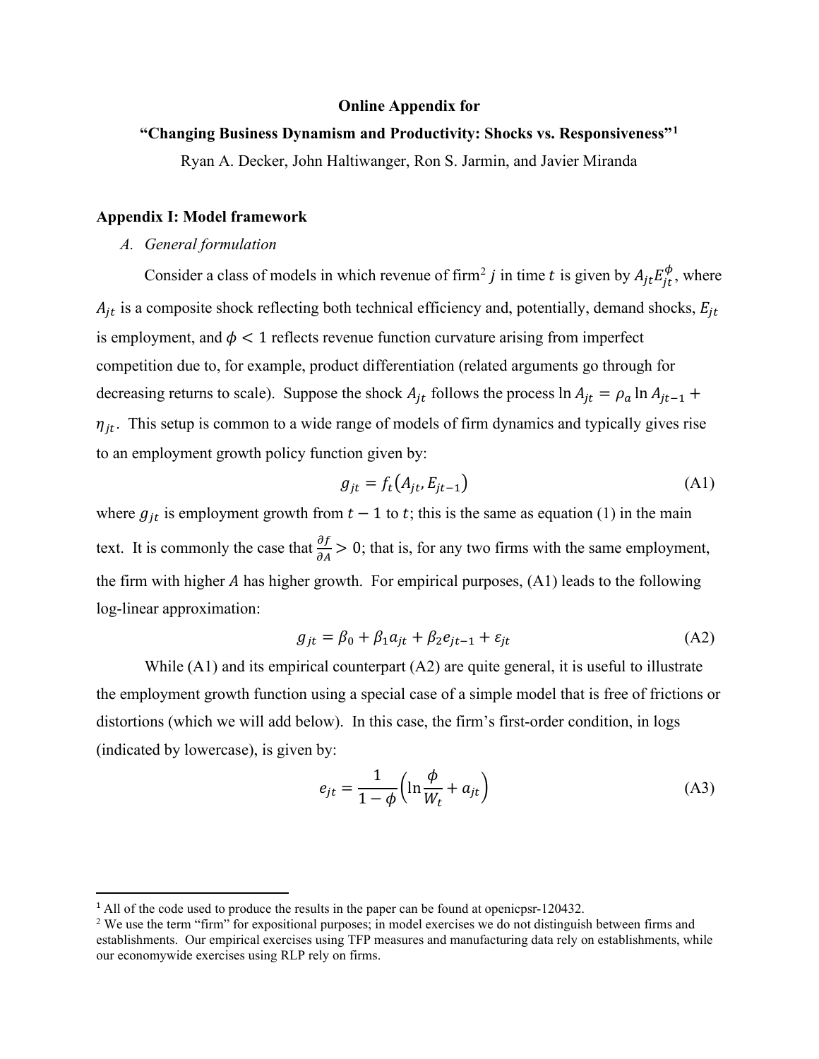**Online Appendix for**

**"Changing Business Dynamism and Productivity: Shocks vs. Responsiveness"[1]**

Ryan A. Decker, John Haltiwanger, Ron S. Jarmin, and Javier Miranda

## Appendix I: Model framework

### *A. General formulation*

Consider a class of models in which revenue of firm[2] $j$ in time $t$ is given by $A_{jt}E_{jt}^{\phi}$, where $A_{jt}$ is a composite shock reflecting both technical efficiency and, potentially, demand shocks, $E_{jt}$ is employment, and $\phi < 1$ reflects revenue function curvature arising from imperfect competition due to, for example, product differentiation (related arguments go through for decreasing returns to scale). Suppose the shock $A_{jt}$ follows the process $\ln A_{jt} = \rho_a \ln A_{jt-1} + \eta_{jt}$. This setup is common to a wide range of models of firm dynamics and typically gives rise to an employment growth policy function given by:

$$g_{jt} = f_t(A_{jt}, E_{jt-1}) \tag{A1}$$

where $g_{jt}$ is employment growth from $t-1$ to $t$; this is the same as equation (1) in the main text. It is commonly the case that $\frac{\partial f}{\partial A} > 0$; that is, for any two firms with the same employment, the firm with higher $A$ has higher growth. For empirical purposes, (A1) leads to the following log-linear approximation:

$$g_{jt} = \beta_0 + \beta_1 a_{jt} + \beta_2 e_{jt-1} + \varepsilon_{jt} \tag{A2}$$

While (A1) and its empirical counterpart (A2) are quite general, it is useful to illustrate the employment growth function using a special case of a simple model that is free of frictions or distortions (which we will add below). In this case, the firm's first-order condition, in logs (indicated by lowercase), is given by:

$$e_{jt} = \frac{1}{1-\phi}\left(\ln\frac{\phi}{W_t} + a_{jt}\right) \tag{A3}$$

---

[1] All of the code used to produce the results in the paper can be found at openicpsr-120432.

[2] We use the term "firm" for expositional purposes; in model exercises we do not distinguish between firms and establishments. Our empirical exercises using TFP measures and manufacturing data rely on establishments, while our economywide exercises using RLP rely on firms.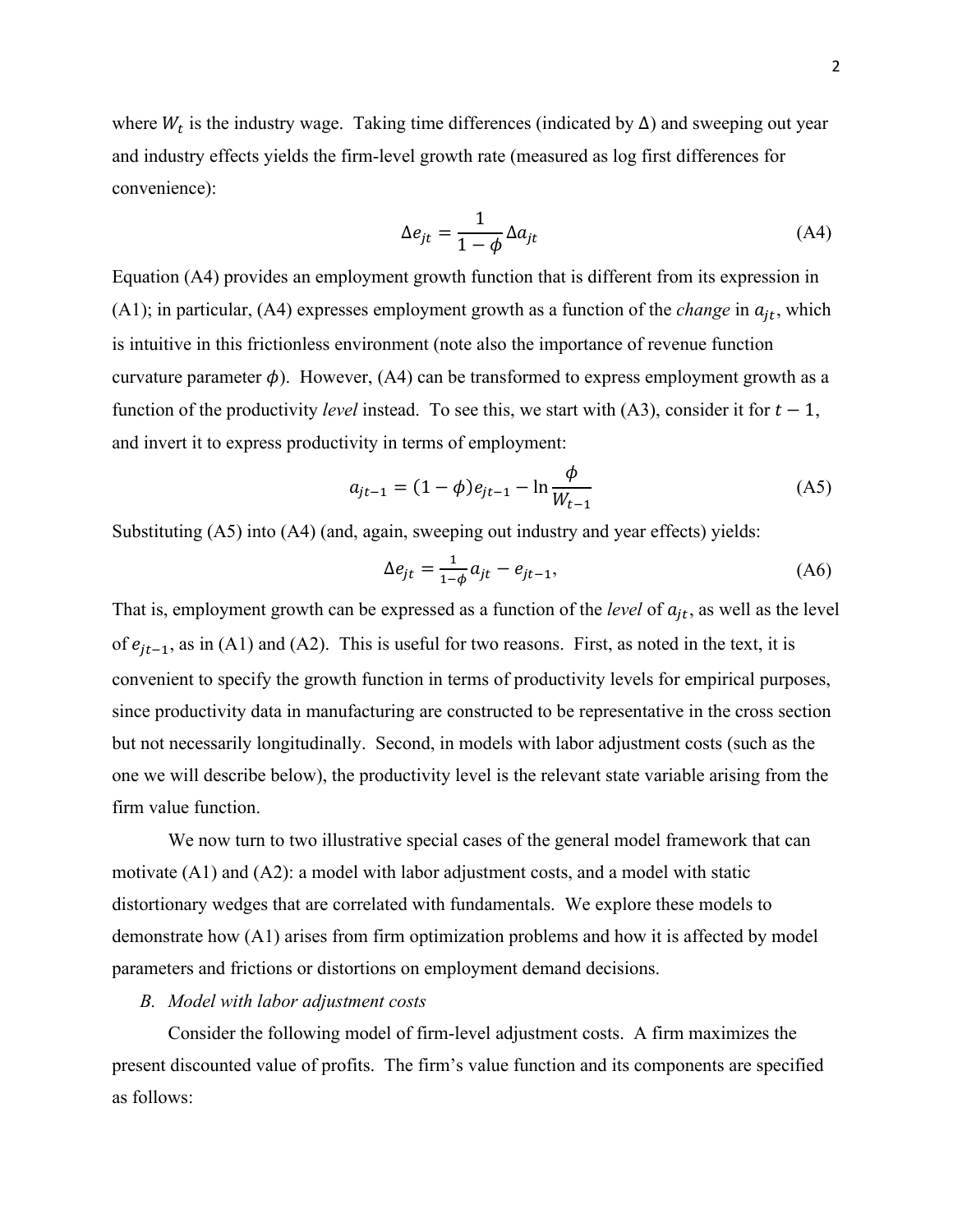where $W_t$ is the industry wage. Taking time differences (indicated by $\Delta$) and sweeping out year and industry effects yields the firm-level growth rate (measured as log first differences for convenience):

$$\Delta e_{jt} = \frac{1}{1-\phi} \Delta a_{jt} \tag{A4}$$

Equation (A4) provides an employment growth function that is different from its expression in (A1); in particular, (A4) expresses employment growth as a function of the *change* in $a_{jt}$, which is intuitive in this frictionless environment (note also the importance of revenue function curvature parameter $\phi$). However, (A4) can be transformed to express employment growth as a function of the productivity *level* instead. To see this, we start with (A3), consider it for $t-1$, and invert it to express productivity in terms of employment:

$$a_{jt-1} = (1-\phi) e_{jt-1} - \ln \frac{\phi}{W_{t-1}} \tag{A5}$$

Substituting (A5) into (A4) (and, again, sweeping out industry and year effects) yields:

$$\Delta e_{jt} = \frac{1}{1-\phi} a_{jt} - e_{jt-1}, \tag{A6}$$

That is, employment growth can be expressed as a function of the *level* of $a_{jt}$, as well as the level of $e_{jt-1}$, as in (A1) and (A2). This is useful for two reasons. First, as noted in the text, it is convenient to specify the growth function in terms of productivity levels for empirical purposes, since productivity data in manufacturing are constructed to be representative in the cross section but not necessarily longitudinally. Second, in models with labor adjustment costs (such as the one we will describe below), the productivity level is the relevant state variable arising from the firm value function.

We now turn to two illustrative special cases of the general model framework that can motivate (A1) and (A2): a model with labor adjustment costs, and a model with static distortionary wedges that are correlated with fundamentals. We explore these models to demonstrate how (A1) arises from firm optimization problems and how it is affected by model parameters and frictions or distortions on employment demand decisions.

### *B. Model with labor adjustment costs*

Consider the following model of firm-level adjustment costs. A firm maximizes the present discounted value of profits. The firm's value function and its components are specified as follows: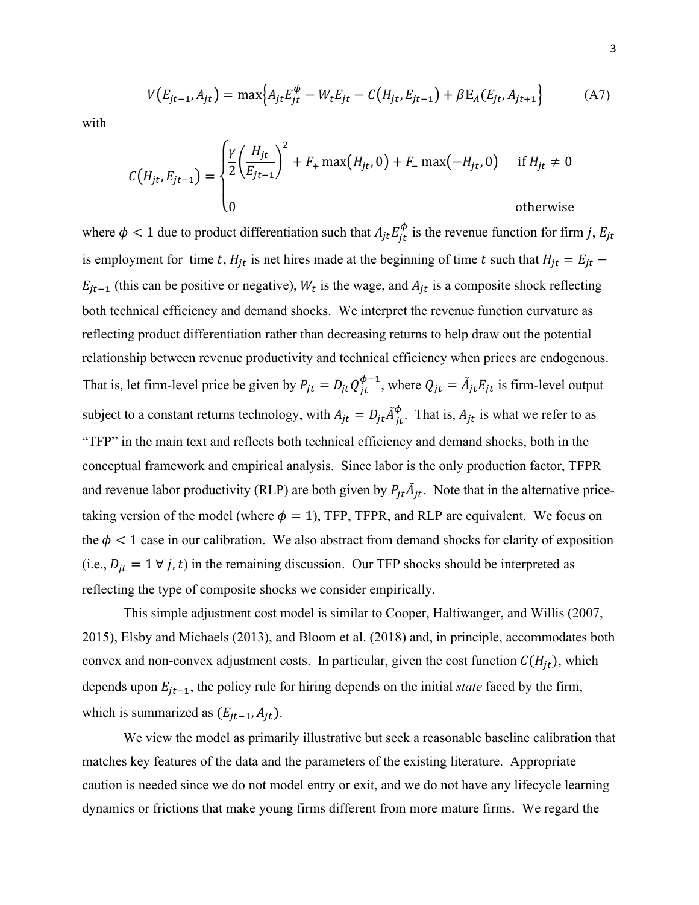$$V(E_{jt-1}, A_{jt}) = \max\left\{A_{jt}E_{jt}^{\phi} - W_t E_{jt} - C(H_{jt}, E_{jt-1}) + \beta \mathbb{E}_A(E_{jt}, A_{jt+1}\right\} \tag{A7}$$

with

$$C(H_{jt}, E_{jt-1}) = \begin{cases} \frac{\gamma}{2}\left(\frac{H_{jt}}{E_{jt-1}}\right)^2 + F_+ \max(H_{jt}, 0) + F_- \max(-H_{jt}, 0) & \text{if } H_{jt} \neq 0 \\ 0 & \text{otherwise} \end{cases}$$

where $\phi < 1$ due to product differentiation such that $A_{jt}E_{jt}^{\phi}$ is the revenue function for firm $j$, $E_{jt}$ is employment for time $t$, $H_{jt}$ is net hires made at the beginning of time $t$ such that $H_{jt} = E_{jt} - E_{jt-1}$ (this can be positive or negative), $W_t$ is the wage, and $A_{jt}$ is a composite shock reflecting both technical efficiency and demand shocks. We interpret the revenue function curvature as reflecting product differentiation rather than decreasing returns to help draw out the potential relationship between revenue productivity and technical efficiency when prices are endogenous. That is, let firm-level price be given by $P_{jt} = D_{jt}Q_{jt}^{\phi-1}$, where $Q_{jt} = \tilde{A}_{jt}E_{jt}$ is firm-level output subject to a constant returns technology, with $A_{jt} = D_{jt}\tilde{A}_{jt}^{\phi}$. That is, $A_{jt}$ is what we refer to as "TFP" in the main text and reflects both technical efficiency and demand shocks, both in the conceptual framework and empirical analysis. Since labor is the only production factor, TFPR and revenue labor productivity (RLP) are both given by $P_{jt}\tilde{A}_{jt}$. Note that in the alternative price-taking version of the model (where $\phi = 1$), TFP, TFPR, and RLP are equivalent. We focus on the $\phi < 1$ case in our calibration. We also abstract from demand shocks for clarity of exposition (i.e., $D_{jt} = 1 \;\forall\; j, t$) in the remaining discussion. Our TFP shocks should be interpreted as reflecting the type of composite shocks we consider empirically.

This simple adjustment cost model is similar to Cooper, Haltiwanger, and Willis (2007, 2015), Elsby and Michaels (2013), and Bloom et al. (2018) and, in principle, accommodates both convex and non-convex adjustment costs. In particular, given the cost function $C(H_{jt})$, which depends upon $E_{jt-1}$, the policy rule for hiring depends on the initial *state* faced by the firm, which is summarized as $(E_{jt-1}, A_{jt})$.

We view the model as primarily illustrative but seek a reasonable baseline calibration that matches key features of the data and the parameters of the existing literature. Appropriate caution is needed since we do not model entry or exit, and we do not have any lifecycle learning dynamics or frictions that make young firms different from more mature firms. We regard the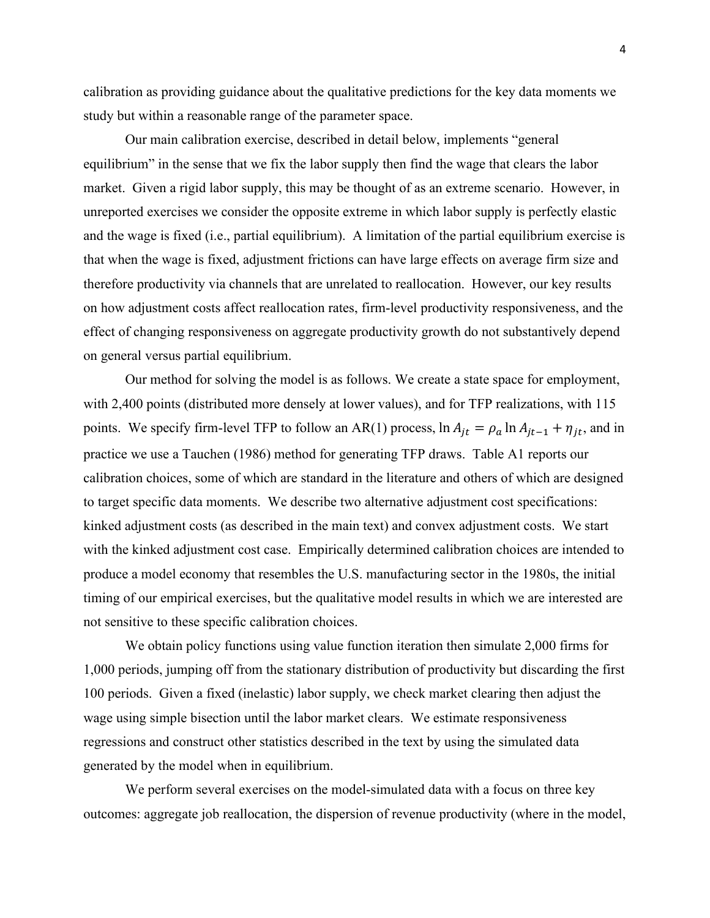calibration as providing guidance about the qualitative predictions for the key data moments we study but within a reasonable range of the parameter space.

Our main calibration exercise, described in detail below, implements "general equilibrium" in the sense that we fix the labor supply then find the wage that clears the labor market. Given a rigid labor supply, this may be thought of as an extreme scenario. However, in unreported exercises we consider the opposite extreme in which labor supply is perfectly elastic and the wage is fixed (i.e., partial equilibrium). A limitation of the partial equilibrium exercise is that when the wage is fixed, adjustment frictions can have large effects on average firm size and therefore productivity via channels that are unrelated to reallocation. However, our key results on how adjustment costs affect reallocation rates, firm-level productivity responsiveness, and the effect of changing responsiveness on aggregate productivity growth do not substantively depend on general versus partial equilibrium.

Our method for solving the model is as follows. We create a state space for employment, with 2,400 points (distributed more densely at lower values), and for TFP realizations, with 115 points. We specify firm-level TFP to follow an AR(1) process, $\ln A_{jt} = \rho_a \ln A_{jt-1} + \eta_{jt}$, and in practice we use a Tauchen (1986) method for generating TFP draws. Table A1 reports our calibration choices, some of which are standard in the literature and others of which are designed to target specific data moments. We describe two alternative adjustment cost specifications: kinked adjustment costs (as described in the main text) and convex adjustment costs. We start with the kinked adjustment cost case. Empirically determined calibration choices are intended to produce a model economy that resembles the U.S. manufacturing sector in the 1980s, the initial timing of our empirical exercises, but the qualitative model results in which we are interested are not sensitive to these specific calibration choices.

We obtain policy functions using value function iteration then simulate 2,000 firms for 1,000 periods, jumping off from the stationary distribution of productivity but discarding the first 100 periods. Given a fixed (inelastic) labor supply, we check market clearing then adjust the wage using simple bisection until the labor market clears. We estimate responsiveness regressions and construct other statistics described in the text by using the simulated data generated by the model when in equilibrium.

We perform several exercises on the model-simulated data with a focus on three key outcomes: aggregate job reallocation, the dispersion of revenue productivity (where in the model,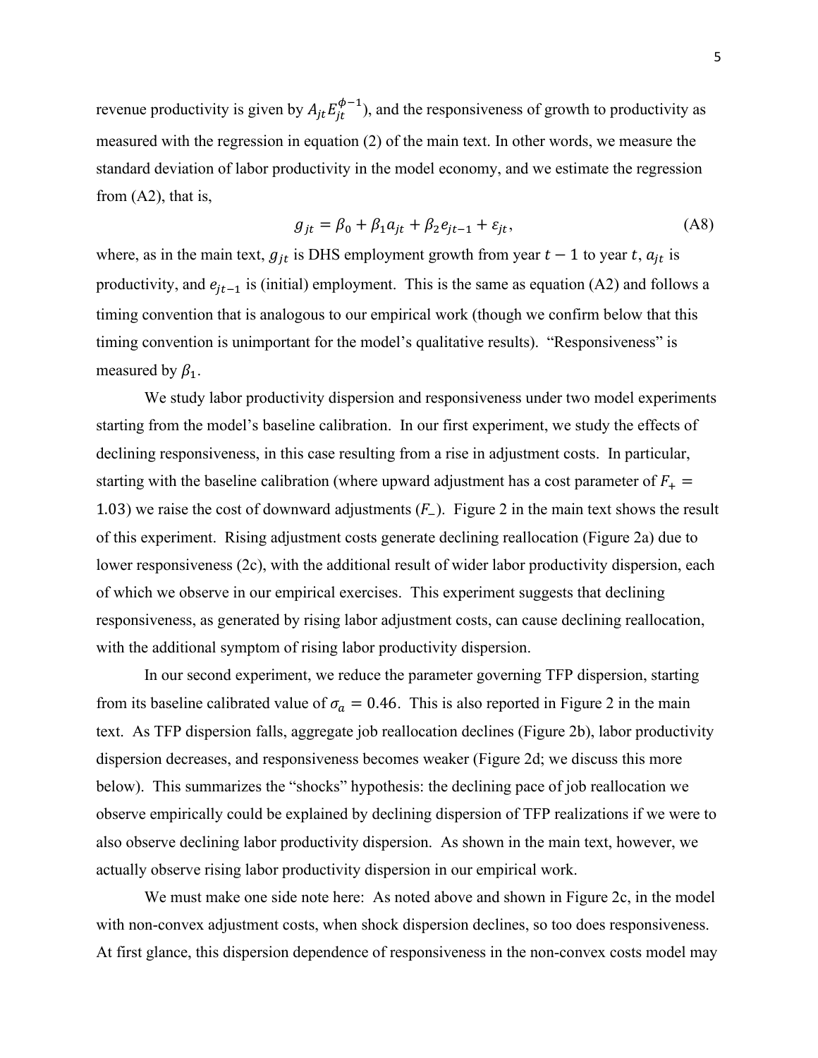revenue productivity is given by $A_{jt}E_{jt}^{\phi-1}$), and the responsiveness of growth to productivity as measured with the regression in equation (2) of the main text. In other words, we measure the standard deviation of labor productivity in the model economy, and we estimate the regression from (A2), that is,

$$g_{jt} = \beta_0 + \beta_1 a_{jt} + \beta_2 e_{jt-1} + \varepsilon_{jt}, \tag{A8}$$

where, as in the main text, $g_{jt}$ is DHS employment growth from year $t-1$ to year $t$, $a_{jt}$ is productivity, and $e_{jt-1}$ is (initial) employment. This is the same as equation (A2) and follows a timing convention that is analogous to our empirical work (though we confirm below that this timing convention is unimportant for the model's qualitative results). "Responsiveness" is measured by $\beta_1$.

We study labor productivity dispersion and responsiveness under two model experiments starting from the model's baseline calibration. In our first experiment, we study the effects of declining responsiveness, in this case resulting from a rise in adjustment costs. In particular, starting with the baseline calibration (where upward adjustment has a cost parameter of $F_+ = 1.03$) we raise the cost of downward adjustments ($F_-$). Figure 2 in the main text shows the result of this experiment. Rising adjustment costs generate declining reallocation (Figure 2a) due to lower responsiveness (2c), with the additional result of wider labor productivity dispersion, each of which we observe in our empirical exercises. This experiment suggests that declining responsiveness, as generated by rising labor adjustment costs, can cause declining reallocation, with the additional symptom of rising labor productivity dispersion.

In our second experiment, we reduce the parameter governing TFP dispersion, starting from its baseline calibrated value of $\sigma_a = 0.46$. This is also reported in Figure 2 in the main text. As TFP dispersion falls, aggregate job reallocation declines (Figure 2b), labor productivity dispersion decreases, and responsiveness becomes weaker (Figure 2d; we discuss this more below). This summarizes the "shocks" hypothesis: the declining pace of job reallocation we observe empirically could be explained by declining dispersion of TFP realizations if we were to also observe declining labor productivity dispersion. As shown in the main text, however, we actually observe rising labor productivity dispersion in our empirical work.

We must make one side note here: As noted above and shown in Figure 2c, in the model with non-convex adjustment costs, when shock dispersion declines, so too does responsiveness. At first glance, this dispersion dependence of responsiveness in the non-convex costs model may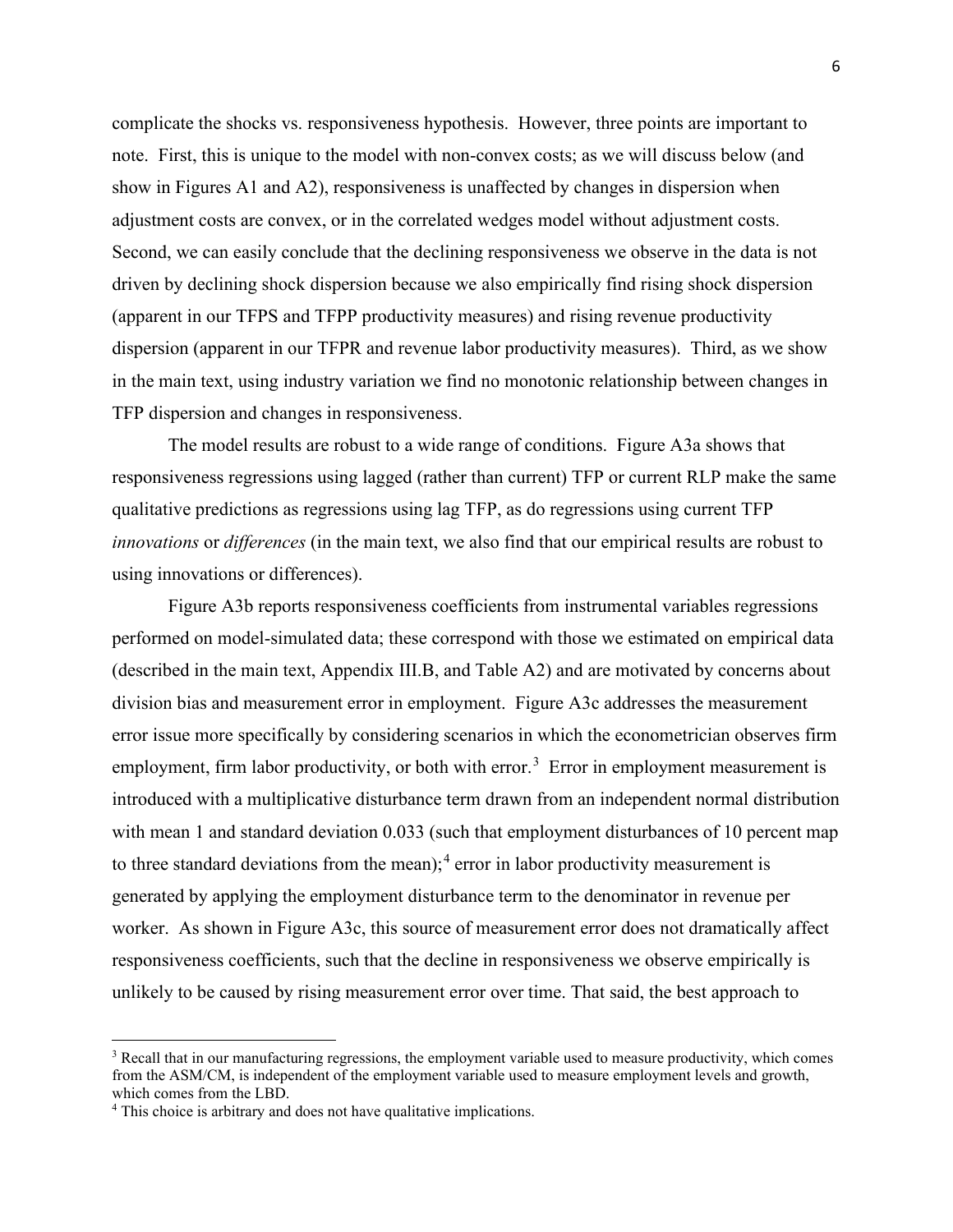complicate the shocks vs. responsiveness hypothesis. However, three points are important to note. First, this is unique to the model with non-convex costs; as we will discuss below (and show in Figures A1 and A2), responsiveness is unaffected by changes in dispersion when adjustment costs are convex, or in the correlated wedges model without adjustment costs. Second, we can easily conclude that the declining responsiveness we observe in the data is not driven by declining shock dispersion because we also empirically find rising shock dispersion (apparent in our TFPS and TFPP productivity measures) and rising revenue productivity dispersion (apparent in our TFPR and revenue labor productivity measures). Third, as we show in the main text, using industry variation we find no monotonic relationship between changes in TFP dispersion and changes in responsiveness.

The model results are robust to a wide range of conditions. Figure A3a shows that responsiveness regressions using lagged (rather than current) TFP or current RLP make the same qualitative predictions as regressions using lag TFP, as do regressions using current TFP *innovations* or *differences* (in the main text, we also find that our empirical results are robust to using innovations or differences).

Figure A3b reports responsiveness coefficients from instrumental variables regressions performed on model-simulated data; these correspond with those we estimated on empirical data (described in the main text, Appendix III.B, and Table A2) and are motivated by concerns about division bias and measurement error in employment. Figure A3c addresses the measurement error issue more specifically by considering scenarios in which the econometrician observes firm employment, firm labor productivity, or both with error.[3] Error in employment measurement is introduced with a multiplicative disturbance term drawn from an independent normal distribution with mean 1 and standard deviation 0.033 (such that employment disturbances of 10 percent map to three standard deviations from the mean);[4] error in labor productivity measurement is generated by applying the employment disturbance term to the denominator in revenue per worker. As shown in Figure A3c, this source of measurement error does not dramatically affect responsiveness coefficients, such that the decline in responsiveness we observe empirically is unlikely to be caused by rising measurement error over time. That said, the best approach to

[3] Recall that in our manufacturing regressions, the employment variable used to measure productivity, which comes from the ASM/CM, is independent of the employment variable used to measure employment levels and growth, which comes from the LBD.

[4] This choice is arbitrary and does not have qualitative implications.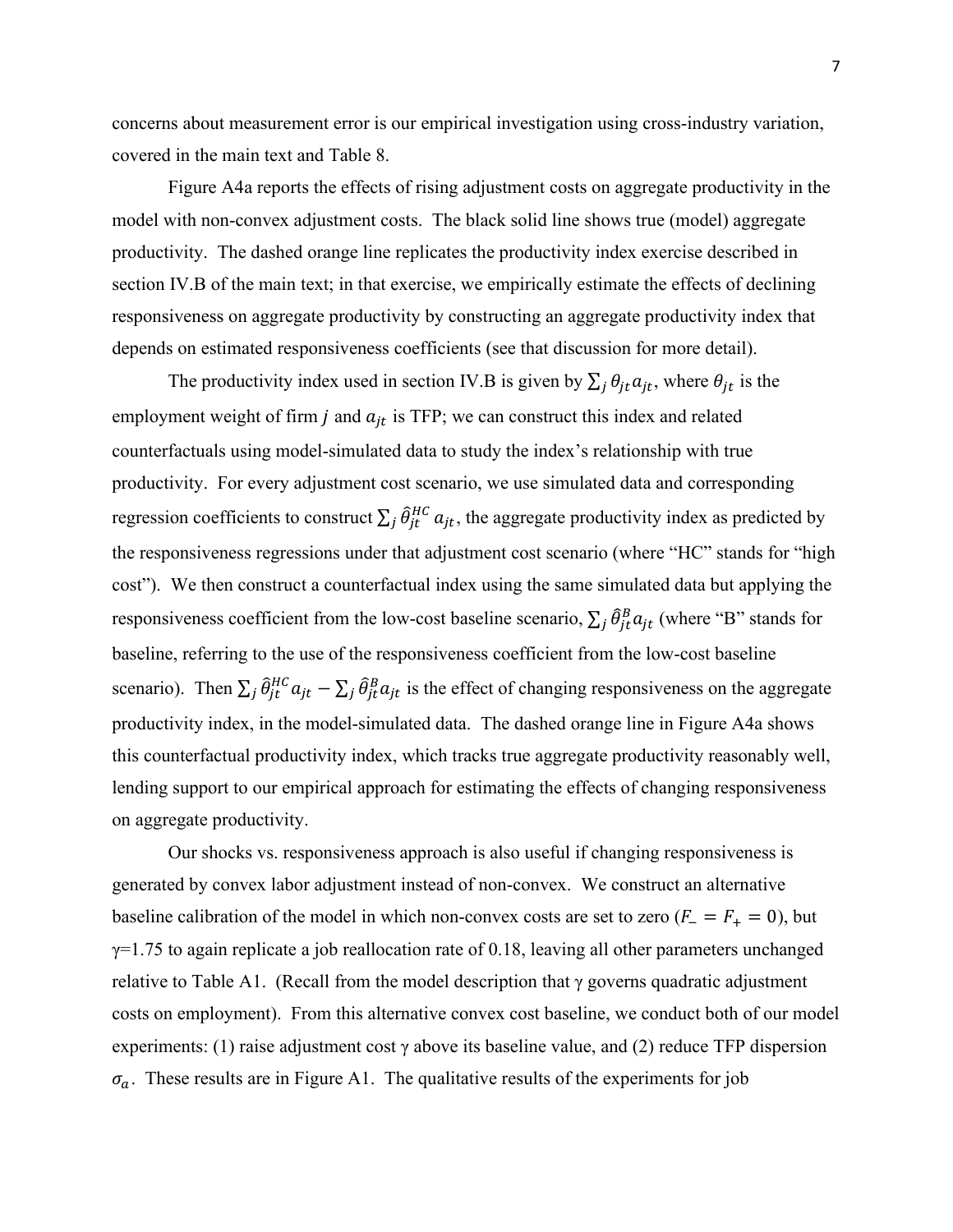concerns about measurement error is our empirical investigation using cross-industry variation, covered in the main text and Table 8.

Figure A4a reports the effects of rising adjustment costs on aggregate productivity in the model with non-convex adjustment costs. The black solid line shows true (model) aggregate productivity. The dashed orange line replicates the productivity index exercise described in section IV.B of the main text; in that exercise, we empirically estimate the effects of declining responsiveness on aggregate productivity by constructing an aggregate productivity index that depends on estimated responsiveness coefficients (see that discussion for more detail).

The productivity index used in section IV.B is given by $\sum_j \theta_{jt} a_{jt}$, where $\theta_{jt}$ is the employment weight of firm $j$ and $a_{jt}$ is TFP; we can construct this index and related counterfactuals using model-simulated data to study the index's relationship with true productivity. For every adjustment cost scenario, we use simulated data and corresponding regression coefficients to construct $\sum_j \hat{\theta}_{jt}^{HC} a_{jt}$, the aggregate productivity index as predicted by the responsiveness regressions under that adjustment cost scenario (where "HC" stands for "high cost"). We then construct a counterfactual index using the same simulated data but applying the responsiveness coefficient from the low-cost baseline scenario, $\sum_j \hat{\theta}_{jt}^{B} a_{jt}$ (where "B" stands for baseline, referring to the use of the responsiveness coefficient from the low-cost baseline scenario). Then $\sum_j \hat{\theta}_{jt}^{HC} a_{jt} - \sum_j \hat{\theta}_{jt}^{B} a_{jt}$ is the effect of changing responsiveness on the aggregate productivity index, in the model-simulated data. The dashed orange line in Figure A4a shows this counterfactual productivity index, which tracks true aggregate productivity reasonably well, lending support to our empirical approach for estimating the effects of changing responsiveness on aggregate productivity.

Our shocks vs. responsiveness approach is also useful if changing responsiveness is generated by convex labor adjustment instead of non-convex. We construct an alternative baseline calibration of the model in which non-convex costs are set to zero ($F_{-} = F_{+} = 0$), but $\gamma$=1.75 to again replicate a job reallocation rate of 0.18, leaving all other parameters unchanged relative to Table A1. (Recall from the model description that $\gamma$ governs quadratic adjustment costs on employment). From this alternative convex cost baseline, we conduct both of our model experiments: (1) raise adjustment cost $\gamma$ above its baseline value, and (2) reduce TFP dispersion $\sigma_a$. These results are in Figure A1. The qualitative results of the experiments for job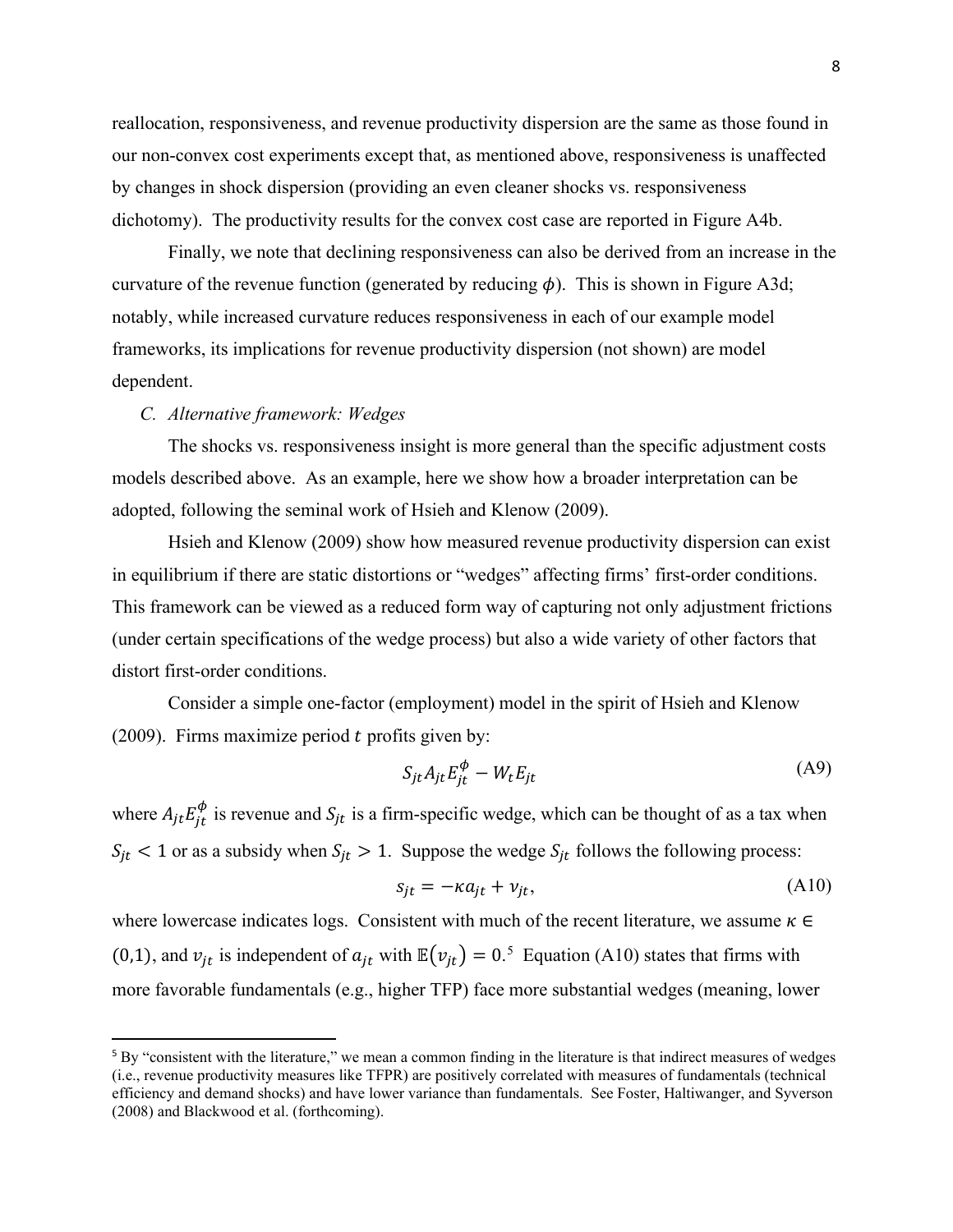reallocation, responsiveness, and revenue productivity dispersion are the same as those found in our non-convex cost experiments except that, as mentioned above, responsiveness is unaffected by changes in shock dispersion (providing an even cleaner shocks vs. responsiveness dichotomy). The productivity results for the convex cost case are reported in Figure A4b.

Finally, we note that declining responsiveness can also be derived from an increase in the curvature of the revenue function (generated by reducing $\phi$). This is shown in Figure A3d; notably, while increased curvature reduces responsiveness in each of our example model frameworks, its implications for revenue productivity dispersion (not shown) are model dependent.

*C. Alternative framework: Wedges*

The shocks vs. responsiveness insight is more general than the specific adjustment costs models described above. As an example, here we show how a broader interpretation can be adopted, following the seminal work of Hsieh and Klenow (2009).

Hsieh and Klenow (2009) show how measured revenue productivity dispersion can exist in equilibrium if there are static distortions or "wedges" affecting firms' first-order conditions. This framework can be viewed as a reduced form way of capturing not only adjustment frictions (under certain specifications of the wedge process) but also a wide variety of other factors that distort first-order conditions.

Consider a simple one-factor (employment) model in the spirit of Hsieh and Klenow (2009). Firms maximize period $t$ profits given by:

$$S_{jt} A_{jt} E_{jt}^{\phi} - W_t E_{jt} \tag{A9}$$

where $A_{jt} E_{jt}^{\phi}$ is revenue and $S_{jt}$ is a firm-specific wedge, which can be thought of as a tax when $S_{jt} < 1$ or as a subsidy when $S_{jt} > 1$. Suppose the wedge $S_{jt}$ follows the following process:

$$s_{jt} = -\kappa a_{jt} + v_{jt}, \tag{A10}$$

where lowercase indicates logs. Consistent with much of the recent literature, we assume $\kappa \in (0,1)$, and $v_{jt}$ is independent of $a_{jt}$ with $\mathbb{E}(v_{jt}) = 0$.[5] Equation (A10) states that firms with more favorable fundamentals (e.g., higher TFP) face more substantial wedges (meaning, lower

[5] By "consistent with the literature," we mean a common finding in the literature is that indirect measures of wedges (i.e., revenue productivity measures like TFPR) are positively correlated with measures of fundamentals (technical efficiency and demand shocks) and have lower variance than fundamentals. See Foster, Haltiwanger, and Syverson (2008) and Blackwood et al. (forthcoming).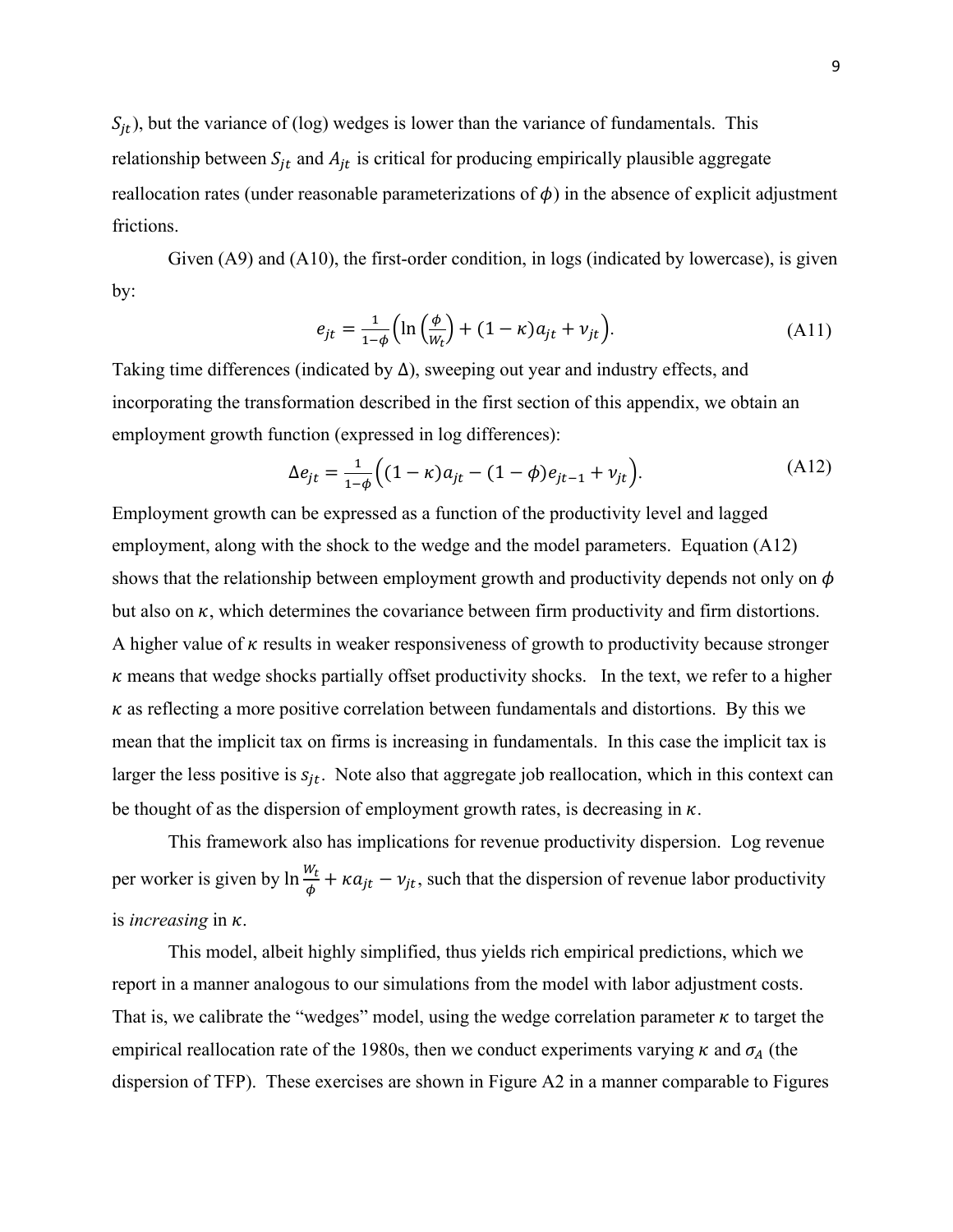$S_{jt}$), but the variance of (log) wedges is lower than the variance of fundamentals. This relationship between $S_{jt}$ and $A_{jt}$ is critical for producing empirically plausible aggregate reallocation rates (under reasonable parameterizations of $\phi$) in the absence of explicit adjustment frictions.

Given (A9) and (A10), the first-order condition, in logs (indicated by lowercase), is given by:

$$e_{jt} = \frac{1}{1-\phi}\left(\ln\left(\frac{\phi}{W_t}\right) + (1-\kappa)a_{jt} + \nu_{jt}\right). \tag{A11}$$

Taking time differences (indicated by $\Delta$), sweeping out year and industry effects, and incorporating the transformation described in the first section of this appendix, we obtain an employment growth function (expressed in log differences):

$$\Delta e_{jt} = \frac{1}{1-\phi}\left((1-\kappa)a_{jt} - (1-\phi)e_{jt-1} + \nu_{jt}\right). \tag{A12}$$

Employment growth can be expressed as a function of the productivity level and lagged employment, along with the shock to the wedge and the model parameters. Equation (A12) shows that the relationship between employment growth and productivity depends not only on $\phi$ but also on $\kappa$, which determines the covariance between firm productivity and firm distortions. A higher value of $\kappa$ results in weaker responsiveness of growth to productivity because stronger $\kappa$ means that wedge shocks partially offset productivity shocks. In the text, we refer to a higher $\kappa$ as reflecting a more positive correlation between fundamentals and distortions. By this we mean that the implicit tax on firms is increasing in fundamentals. In this case the implicit tax is larger the less positive is $s_{jt}$. Note also that aggregate job reallocation, which in this context can be thought of as the dispersion of employment growth rates, is decreasing in $\kappa$.

This framework also has implications for revenue productivity dispersion. Log revenue per worker is given by $\ln\frac{W_t}{\phi} + \kappa a_{jt} - \nu_{jt}$, such that the dispersion of revenue labor productivity is *increasing* in $\kappa$.

This model, albeit highly simplified, thus yields rich empirical predictions, which we report in a manner analogous to our simulations from the model with labor adjustment costs. That is, we calibrate the "wedges" model, using the wedge correlation parameter $\kappa$ to target the empirical reallocation rate of the 1980s, then we conduct experiments varying $\kappa$ and $\sigma_A$ (the dispersion of TFP). These exercises are shown in Figure A2 in a manner comparable to Figures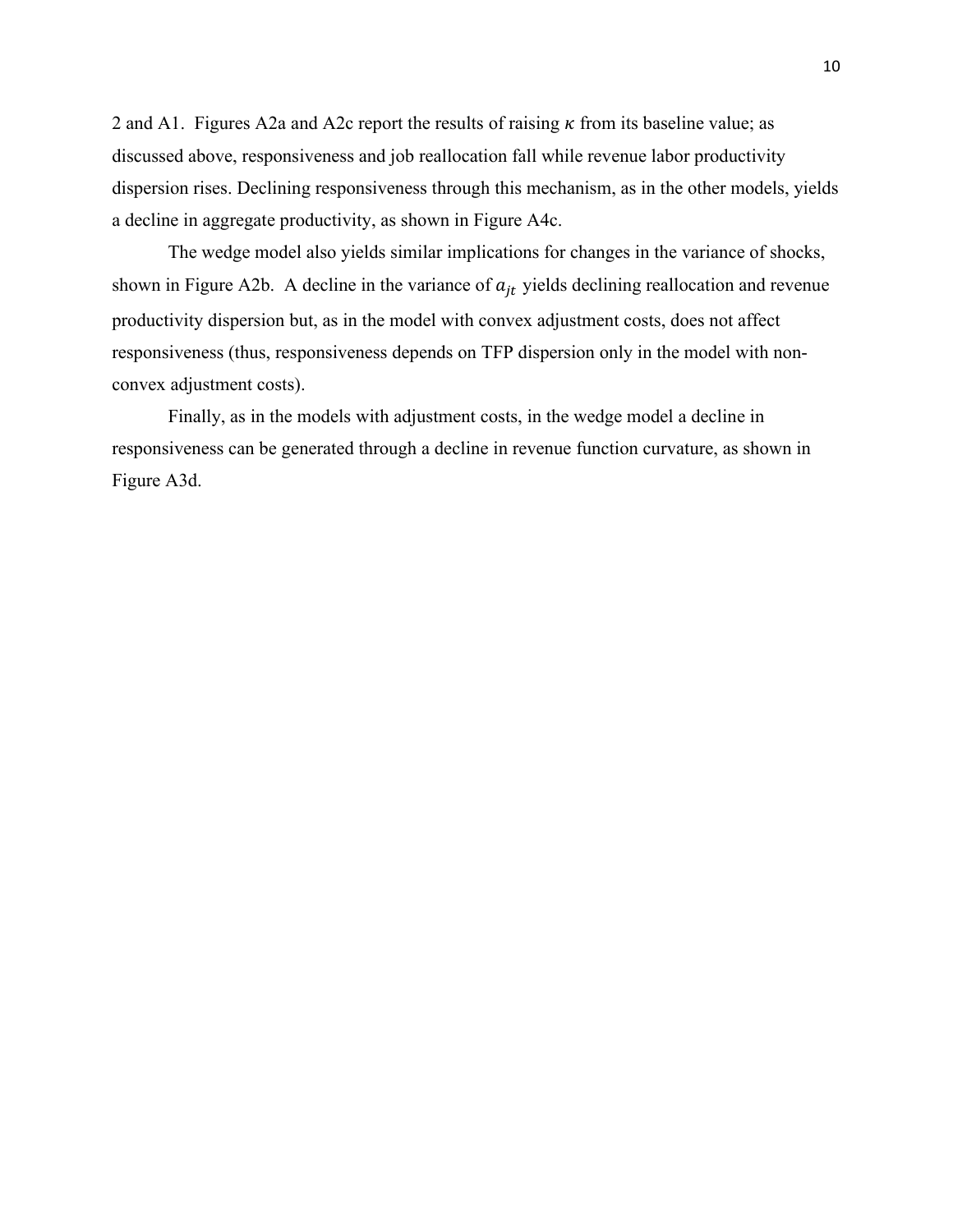2 and A1. Figures A2a and A2c report the results of raising $\kappa$ from its baseline value; as discussed above, responsiveness and job reallocation fall while revenue labor productivity dispersion rises. Declining responsiveness through this mechanism, as in the other models, yields a decline in aggregate productivity, as shown in Figure A4c.

The wedge model also yields similar implications for changes in the variance of shocks, shown in Figure A2b. A decline in the variance of $a_{jt}$ yields declining reallocation and revenue productivity dispersion but, as in the model with convex adjustment costs, does not affect responsiveness (thus, responsiveness depends on TFP dispersion only in the model with non-convex adjustment costs).

Finally, as in the models with adjustment costs, in the wedge model a decline in responsiveness can be generated through a decline in revenue function curvature, as shown in Figure A3d.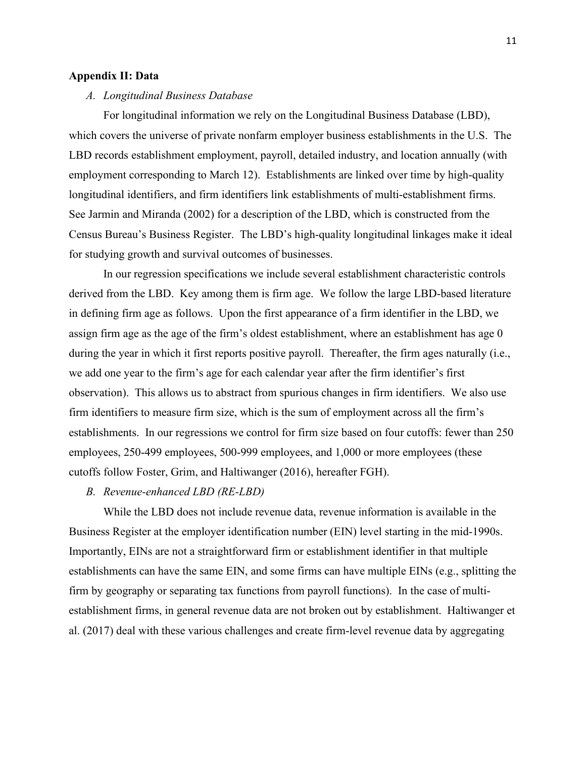## Appendix II: Data

### *A. Longitudinal Business Database*

For longitudinal information we rely on the Longitudinal Business Database (LBD), which covers the universe of private nonfarm employer business establishments in the U.S. The LBD records establishment employment, payroll, detailed industry, and location annually (with employment corresponding to March 12). Establishments are linked over time by high-quality longitudinal identifiers, and firm identifiers link establishments of multi-establishment firms. See Jarmin and Miranda (2002) for a description of the LBD, which is constructed from the Census Bureau's Business Register. The LBD's high-quality longitudinal linkages make it ideal for studying growth and survival outcomes of businesses.

In our regression specifications we include several establishment characteristic controls derived from the LBD. Key among them is firm age. We follow the large LBD-based literature in defining firm age as follows. Upon the first appearance of a firm identifier in the LBD, we assign firm age as the age of the firm's oldest establishment, where an establishment has age 0 during the year in which it first reports positive payroll. Thereafter, the firm ages naturally (i.e., we add one year to the firm's age for each calendar year after the firm identifier's first observation). This allows us to abstract from spurious changes in firm identifiers. We also use firm identifiers to measure firm size, which is the sum of employment across all the firm's establishments. In our regressions we control for firm size based on four cutoffs: fewer than 250 employees, 250-499 employees, 500-999 employees, and 1,000 or more employees (these cutoffs follow Foster, Grim, and Haltiwanger (2016), hereafter FGH).

### *B. Revenue-enhanced LBD (RE-LBD)*

While the LBD does not include revenue data, revenue information is available in the Business Register at the employer identification number (EIN) level starting in the mid-1990s. Importantly, EINs are not a straightforward firm or establishment identifier in that multiple establishments can have the same EIN, and some firms can have multiple EINs (e.g., splitting the firm by geography or separating tax functions from payroll functions). In the case of multi-establishment firms, in general revenue data are not broken out by establishment. Haltiwanger et al. (2017) deal with these various challenges and create firm-level revenue data by aggregating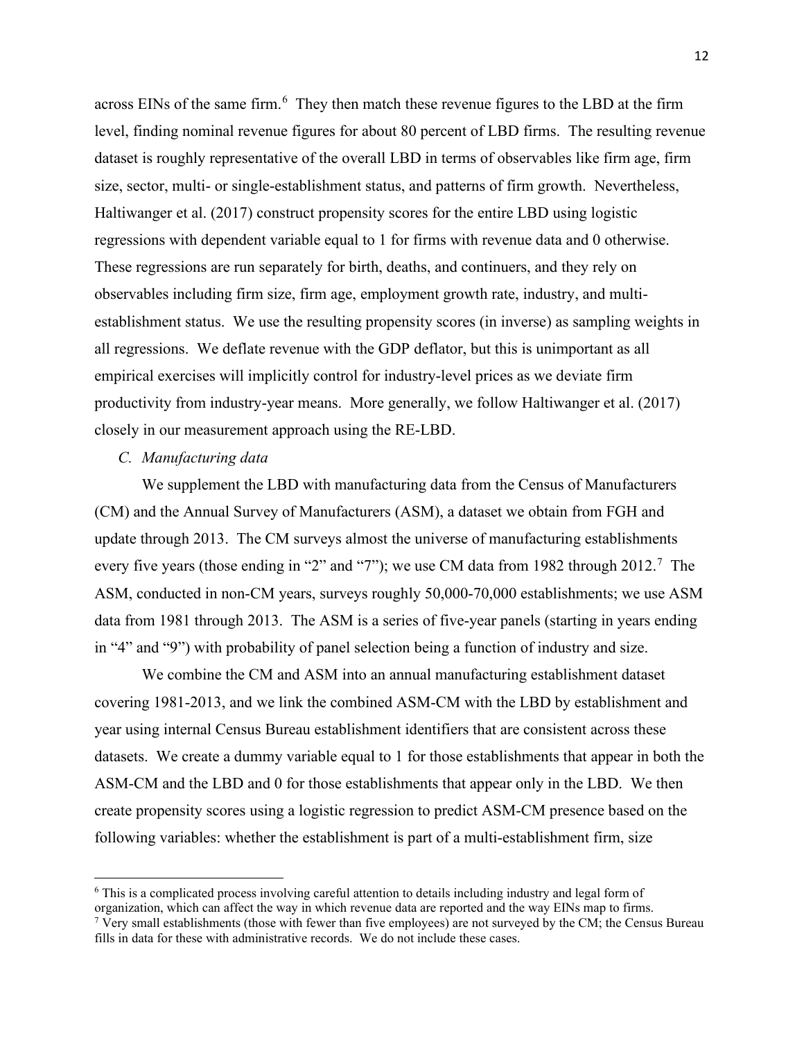across EINs of the same firm.[6] They then match these revenue figures to the LBD at the firm level, finding nominal revenue figures for about 80 percent of LBD firms. The resulting revenue dataset is roughly representative of the overall LBD in terms of observables like firm age, firm size, sector, multi- or single-establishment status, and patterns of firm growth. Nevertheless, Haltiwanger et al. (2017) construct propensity scores for the entire LBD using logistic regressions with dependent variable equal to 1 for firms with revenue data and 0 otherwise. These regressions are run separately for birth, deaths, and continuers, and they rely on observables including firm size, firm age, employment growth rate, industry, and multi-establishment status. We use the resulting propensity scores (in inverse) as sampling weights in all regressions. We deflate revenue with the GDP deflator, but this is unimportant as all empirical exercises will implicitly control for industry-level prices as we deviate firm productivity from industry-year means. More generally, we follow Haltiwanger et al. (2017) closely in our measurement approach using the RE-LBD.

### *C. Manufacturing data*

We supplement the LBD with manufacturing data from the Census of Manufacturers (CM) and the Annual Survey of Manufacturers (ASM), a dataset we obtain from FGH and update through 2013. The CM surveys almost the universe of manufacturing establishments every five years (those ending in "2" and "7"); we use CM data from 1982 through 2012.[7] The ASM, conducted in non-CM years, surveys roughly 50,000-70,000 establishments; we use ASM data from 1981 through 2013. The ASM is a series of five-year panels (starting in years ending in "4" and "9") with probability of panel selection being a function of industry and size.

We combine the CM and ASM into an annual manufacturing establishment dataset covering 1981-2013, and we link the combined ASM-CM with the LBD by establishment and year using internal Census Bureau establishment identifiers that are consistent across these datasets. We create a dummy variable equal to 1 for those establishments that appear in both the ASM-CM and the LBD and 0 for those establishments that appear only in the LBD. We then create propensity scores using a logistic regression to predict ASM-CM presence based on the following variables: whether the establishment is part of a multi-establishment firm, size

---

[6] This is a complicated process involving careful attention to details including industry and legal form of organization, which can affect the way in which revenue data are reported and the way EINs map to firms.

[7] Very small establishments (those with fewer than five employees) are not surveyed by the CM; the Census Bureau fills in data for these with administrative records. We do not include these cases.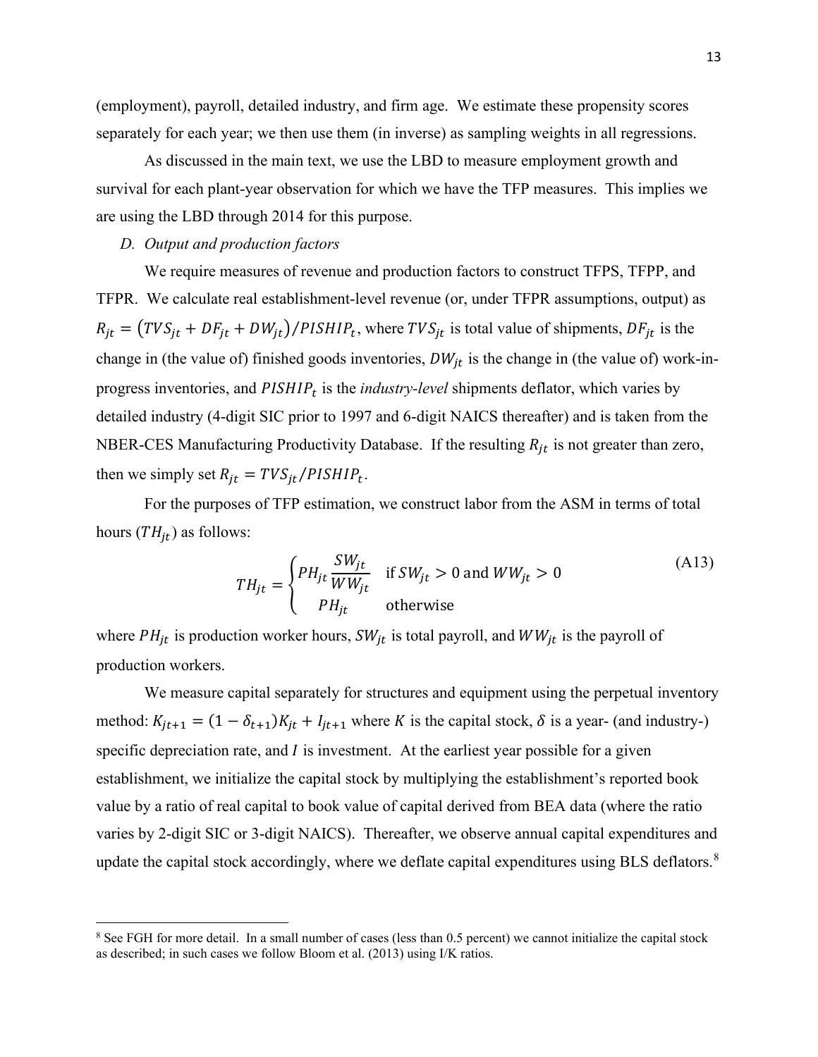(employment), payroll, detailed industry, and firm age. We estimate these propensity scores separately for each year; we then use them (in inverse) as sampling weights in all regressions.

As discussed in the main text, we use the LBD to measure employment growth and survival for each plant-year observation for which we have the TFP measures. This implies we are using the LBD through 2014 for this purpose.

*D. Output and production factors*

We require measures of revenue and production factors to construct TFPS, TFPP, and TFPR. We calculate real establishment-level revenue (or, under TFPR assumptions, output) as $R_{jt} = (TVS_{jt} + DF_{jt} + DW_{jt})/PISHIP_t$, where $TVS_{jt}$ is total value of shipments, $DF_{jt}$ is the change in (the value of) finished goods inventories, $DW_{jt}$ is the change in (the value of) work-in-progress inventories, and $PISHIP_t$ is the *industry-level* shipments deflator, which varies by detailed industry (4-digit SIC prior to 1997 and 6-digit NAICS thereafter) and is taken from the NBER-CES Manufacturing Productivity Database. If the resulting $R_{jt}$ is not greater than zero, then we simply set $R_{jt} = TVS_{jt}/PISHIP_t$.

For the purposes of TFP estimation, we construct labor from the ASM in terms of total hours ($TH_{jt}$) as follows:

$$TH_{jt} = \begin{cases} PH_{jt} \dfrac{SW_{jt}}{WW_{jt}} & \text{if } SW_{jt} > 0 \text{ and } WW_{jt} > 0 \\ PH_{jt} & \text{otherwise} \end{cases} \tag{A13}$$

where $PH_{jt}$ is production worker hours, $SW_{jt}$ is total payroll, and $WW_{jt}$ is the payroll of production workers.

We measure capital separately for structures and equipment using the perpetual inventory method: $K_{jt+1} = (1 - \delta_{t+1})K_{jt} + I_{jt+1}$ where $K$ is the capital stock, $\delta$ is a year- (and industry-) specific depreciation rate, and $I$ is investment. At the earliest year possible for a given establishment, we initialize the capital stock by multiplying the establishment's reported book value by a ratio of real capital to book value of capital derived from BEA data (where the ratio varies by 2-digit SIC or 3-digit NAICS). Thereafter, we observe annual capital expenditures and update the capital stock accordingly, where we deflate capital expenditures using BLS deflators.[8]

[8] See FGH for more detail. In a small number of cases (less than 0.5 percent) we cannot initialize the capital stock as described; in such cases we follow Bloom et al. (2013) using I/K ratios.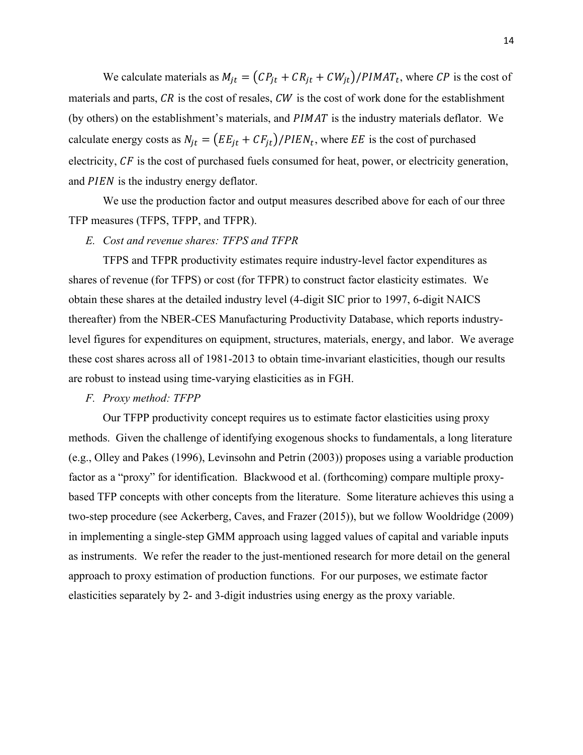We calculate materials as $M_{jt} = (CP_{jt} + CR_{jt} + CW_{jt})/PIMAT_t$, where $CP$ is the cost of materials and parts, $CR$ is the cost of resales, $CW$ is the cost of work done for the establishment (by others) on the establishment's materials, and $PIMAT$ is the industry materials deflator. We calculate energy costs as $N_{jt} = (EE_{jt} + CF_{jt})/PIEN_t$, where $EE$ is the cost of purchased electricity, $CF$ is the cost of purchased fuels consumed for heat, power, or electricity generation, and $PIEN$ is the industry energy deflator.

We use the production factor and output measures described above for each of our three TFP measures (TFPS, TFPP, and TFPR).

### *E. Cost and revenue shares: TFPS and TFPR*

TFPS and TFPR productivity estimates require industry-level factor expenditures as shares of revenue (for TFPS) or cost (for TFPR) to construct factor elasticity estimates. We obtain these shares at the detailed industry level (4-digit SIC prior to 1997, 6-digit NAICS thereafter) from the NBER-CES Manufacturing Productivity Database, which reports industry-level figures for expenditures on equipment, structures, materials, energy, and labor. We average these cost shares across all of 1981-2013 to obtain time-invariant elasticities, though our results are robust to instead using time-varying elasticities as in FGH.

### *F. Proxy method: TFPP*

Our TFPP productivity concept requires us to estimate factor elasticities using proxy methods. Given the challenge of identifying exogenous shocks to fundamentals, a long literature (e.g., Olley and Pakes (1996), Levinsohn and Petrin (2003)) proposes using a variable production factor as a "proxy" for identification. Blackwood et al. (forthcoming) compare multiple proxy-based TFP concepts with other concepts from the literature. Some literature achieves this using a two-step procedure (see Ackerberg, Caves, and Frazer (2015)), but we follow Wooldridge (2009) in implementing a single-step GMM approach using lagged values of capital and variable inputs as instruments. We refer the reader to the just-mentioned research for more detail on the general approach to proxy estimation of production functions. For our purposes, we estimate factor elasticities separately by 2- and 3-digit industries using energy as the proxy variable.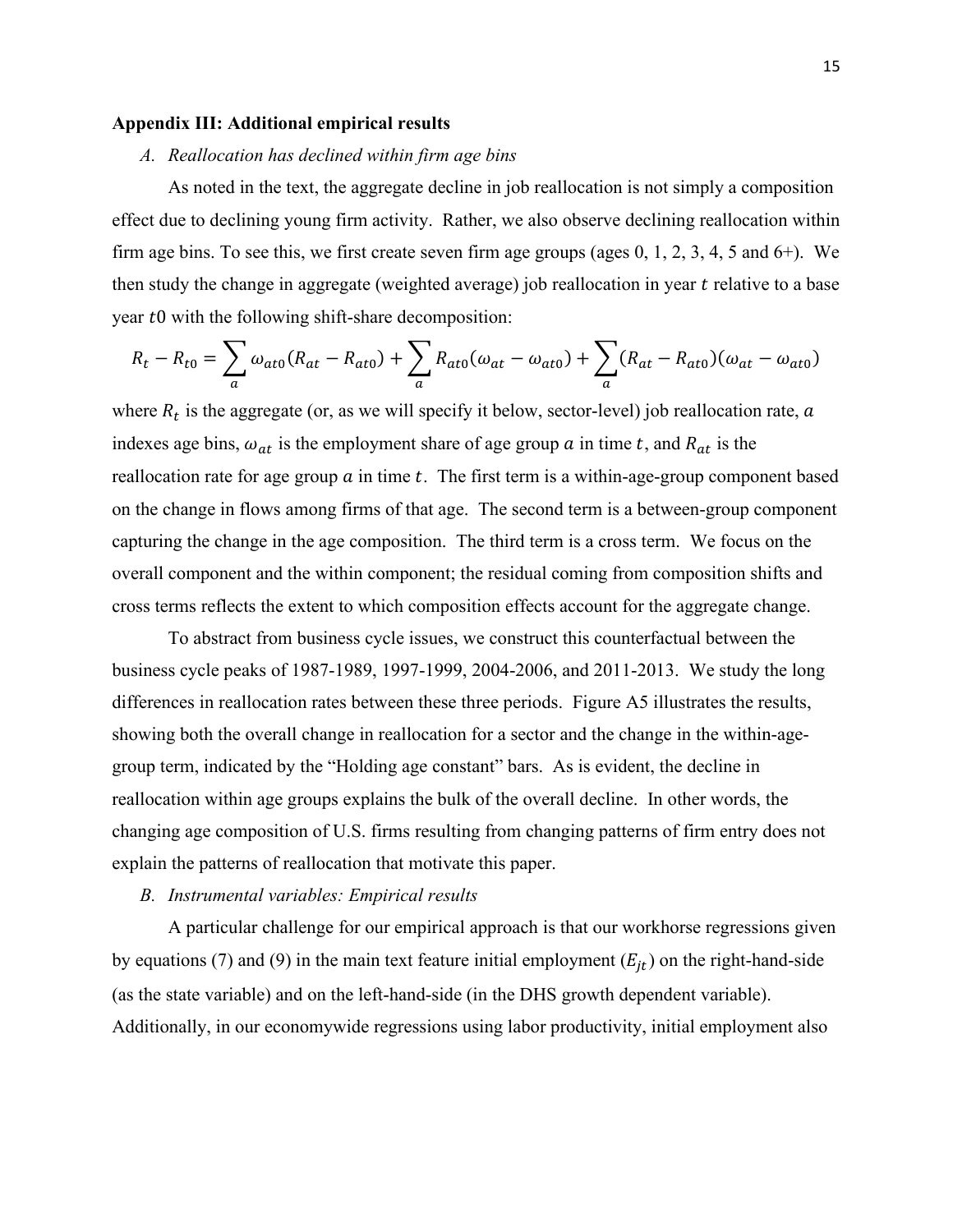## Appendix III: Additional empirical results

*A. Reallocation has declined within firm age bins*

As noted in the text, the aggregate decline in job reallocation is not simply a composition effect due to declining young firm activity. Rather, we also observe declining reallocation within firm age bins. To see this, we first create seven firm age groups (ages 0, 1, 2, 3, 4, 5 and 6+). We then study the change in aggregate (weighted average) job reallocation in year $t$ relative to a base year $t0$ with the following shift-share decomposition:

$$R_t - R_{t0} = \sum_a \omega_{at0}(R_{at} - R_{at0}) + \sum_a R_{at0}(\omega_{at} - \omega_{at0}) + \sum_a (R_{at} - R_{at0})(\omega_{at} - \omega_{at0})$$

where $R_t$ is the aggregate (or, as we will specify it below, sector-level) job reallocation rate, $a$ indexes age bins, $\omega_{at}$ is the employment share of age group $a$ in time $t$, and $R_{at}$ is the reallocation rate for age group $a$ in time $t$. The first term is a within-age-group component based on the change in flows among firms of that age. The second term is a between-group component capturing the change in the age composition. The third term is a cross term. We focus on the overall component and the within component; the residual coming from composition shifts and cross terms reflects the extent to which composition effects account for the aggregate change.

To abstract from business cycle issues, we construct this counterfactual between the business cycle peaks of 1987-1989, 1997-1999, 2004-2006, and 2011-2013. We study the long differences in reallocation rates between these three periods. Figure A5 illustrates the results, showing both the overall change in reallocation for a sector and the change in the within-age-group term, indicated by the "Holding age constant" bars. As is evident, the decline in reallocation within age groups explains the bulk of the overall decline. In other words, the changing age composition of U.S. firms resulting from changing patterns of firm entry does not explain the patterns of reallocation that motivate this paper.

*B. Instrumental variables: Empirical results*

A particular challenge for our empirical approach is that our workhorse regressions given by equations (7) and (9) in the main text feature initial employment ($E_{jt}$) on the right-hand-side (as the state variable) and on the left-hand-side (in the DHS growth dependent variable). Additionally, in our economywide regressions using labor productivity, initial employment also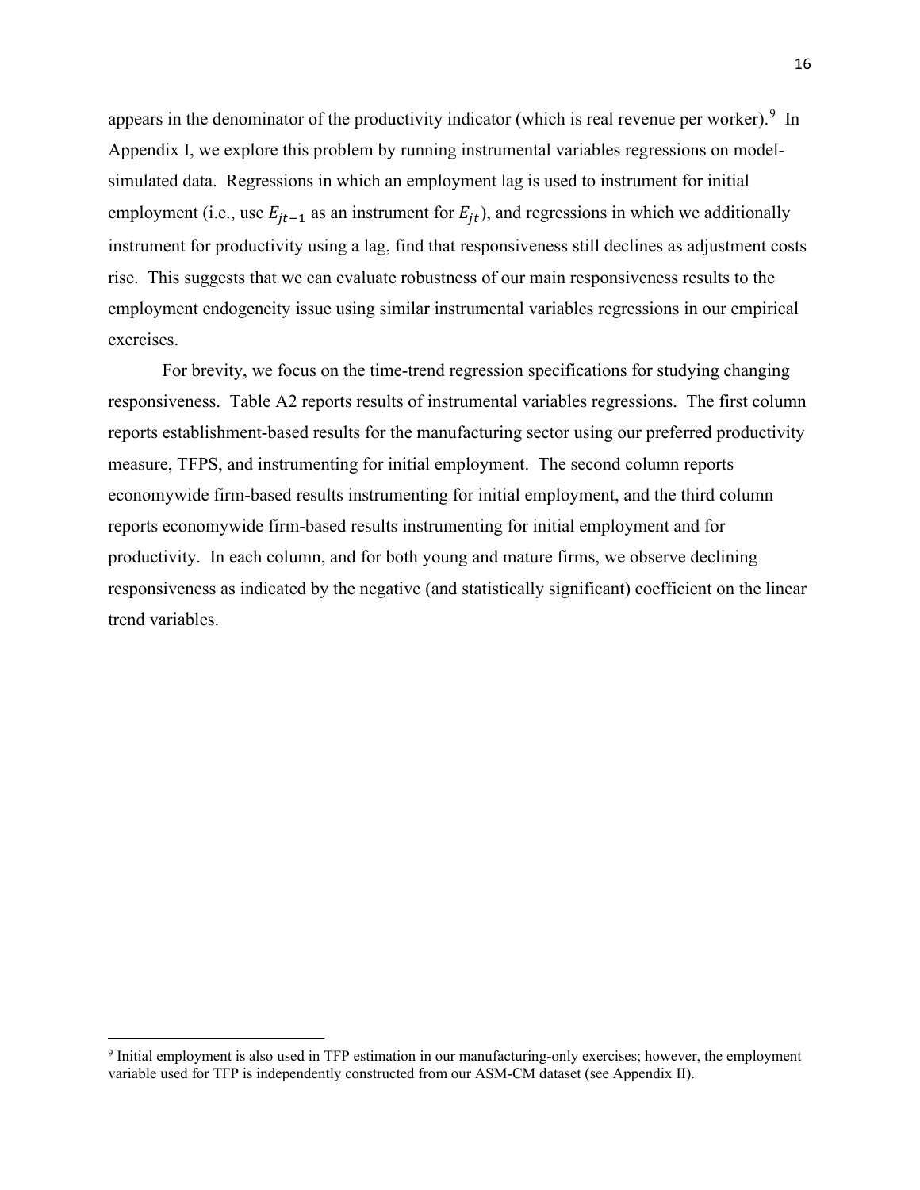appears in the denominator of the productivity indicator (which is real revenue per worker).[9] In Appendix I, we explore this problem by running instrumental variables regressions on model-simulated data. Regressions in which an employment lag is used to instrument for initial employment (i.e., use $E_{jt-1}$ as an instrument for $E_{jt}$), and regressions in which we additionally instrument for productivity using a lag, find that responsiveness still declines as adjustment costs rise. This suggests that we can evaluate robustness of our main responsiveness results to the employment endogeneity issue using similar instrumental variables regressions in our empirical exercises.

For brevity, we focus on the time-trend regression specifications for studying changing responsiveness. Table A2 reports results of instrumental variables regressions. The first column reports establishment-based results for the manufacturing sector using our preferred productivity measure, TFPS, and instrumenting for initial employment. The second column reports economywide firm-based results instrumenting for initial employment, and the third column reports economywide firm-based results instrumenting for initial employment and for productivity. In each column, and for both young and mature firms, we observe declining responsiveness as indicated by the negative (and statistically significant) coefficient on the linear trend variables.

[9] Initial employment is also used in TFP estimation in our manufacturing-only exercises; however, the employment variable used for TFP is independently constructed from our ASM-CM dataset (see Appendix II).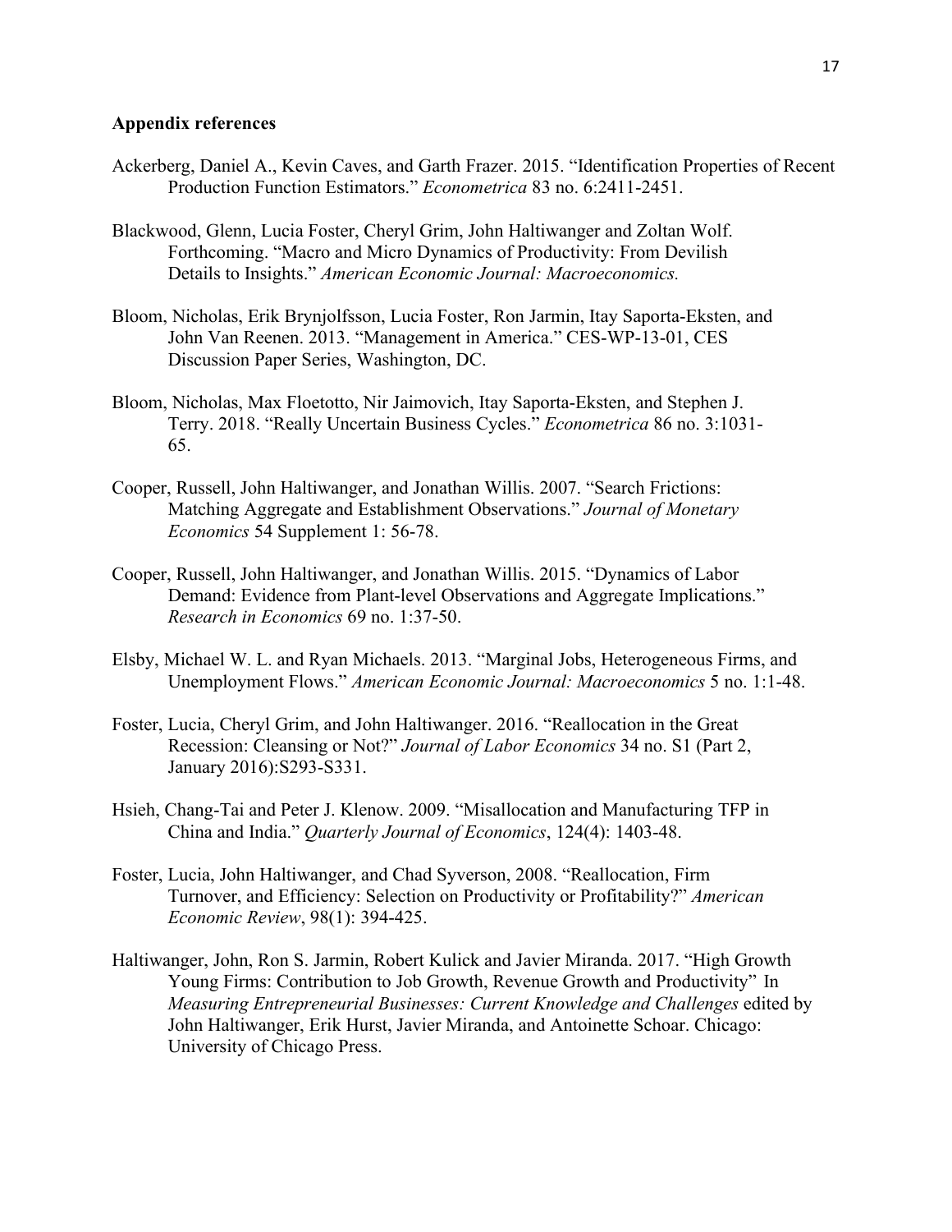**Appendix references**

Ackerberg, Daniel A., Kevin Caves, and Garth Frazer. 2015. "Identification Properties of Recent Production Function Estimators." *Econometrica* 83 no. 6:2411-2451.

Blackwood, Glenn, Lucia Foster, Cheryl Grim, John Haltiwanger and Zoltan Wolf. Forthcoming. "Macro and Micro Dynamics of Productivity: From Devilish Details to Insights." *American Economic Journal: Macroeconomics.*

Bloom, Nicholas, Erik Brynjolfsson, Lucia Foster, Ron Jarmin, Itay Saporta-Eksten, and John Van Reenen. 2013. "Management in America." CES-WP-13-01, CES Discussion Paper Series, Washington, DC.

Bloom, Nicholas, Max Floetotto, Nir Jaimovich, Itay Saporta-Eksten, and Stephen J. Terry. 2018. "Really Uncertain Business Cycles." *Econometrica* 86 no. 3:1031-65.

Cooper, Russell, John Haltiwanger, and Jonathan Willis. 2007. "Search Frictions: Matching Aggregate and Establishment Observations." *Journal of Monetary Economics* 54 Supplement 1: 56-78.

Cooper, Russell, John Haltiwanger, and Jonathan Willis. 2015. "Dynamics of Labor Demand: Evidence from Plant-level Observations and Aggregate Implications." *Research in Economics* 69 no. 1:37-50.

Elsby, Michael W. L. and Ryan Michaels. 2013. "Marginal Jobs, Heterogeneous Firms, and Unemployment Flows." *American Economic Journal: Macroeconomics* 5 no. 1:1-48.

Foster, Lucia, Cheryl Grim, and John Haltiwanger. 2016. "Reallocation in the Great Recession: Cleansing or Not?" *Journal of Labor Economics* 34 no. S1 (Part 2, January 2016):S293-S331.

Hsieh, Chang-Tai and Peter J. Klenow. 2009. "Misallocation and Manufacturing TFP in China and India." *Quarterly Journal of Economics*, 124(4): 1403-48.

Foster, Lucia, John Haltiwanger, and Chad Syverson, 2008. "Reallocation, Firm Turnover, and Efficiency: Selection on Productivity or Profitability?" *American Economic Review*, 98(1): 394-425.

Haltiwanger, John, Ron S. Jarmin, Robert Kulick and Javier Miranda. 2017. "High Growth Young Firms: Contribution to Job Growth, Revenue Growth and Productivity" In *Measuring Entrepreneurial Businesses: Current Knowledge and Challenges* edited by John Haltiwanger, Erik Hurst, Javier Miranda, and Antoinette Schoar. Chicago: University of Chicago Press.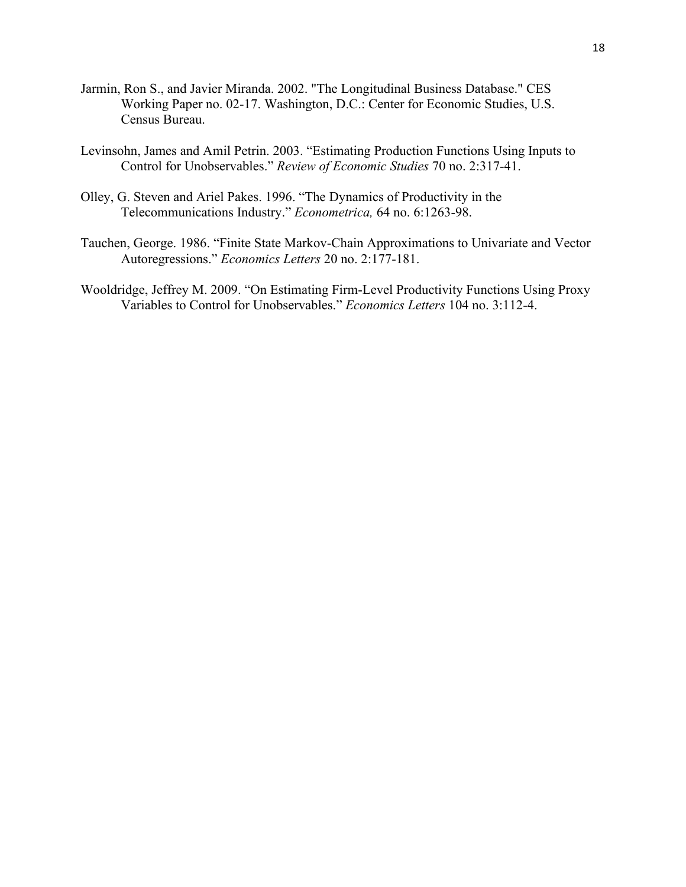Jarmin, Ron S., and Javier Miranda. 2002. "The Longitudinal Business Database." CES Working Paper no. 02-17. Washington, D.C.: Center for Economic Studies, U.S. Census Bureau.

Levinsohn, James and Amil Petrin. 2003. "Estimating Production Functions Using Inputs to Control for Unobservables." *Review of Economic Studies* 70 no. 2:317-41.

Olley, G. Steven and Ariel Pakes. 1996. "The Dynamics of Productivity in the Telecommunications Industry." *Econometrica,* 64 no. 6:1263-98.

Tauchen, George. 1986. "Finite State Markov-Chain Approximations to Univariate and Vector Autoregressions." *Economics Letters* 20 no. 2:177-181.

Wooldridge, Jeffrey M. 2009. "On Estimating Firm-Level Productivity Functions Using Proxy Variables to Control for Unobservables." *Economics Letters* 104 no. 3:112-4.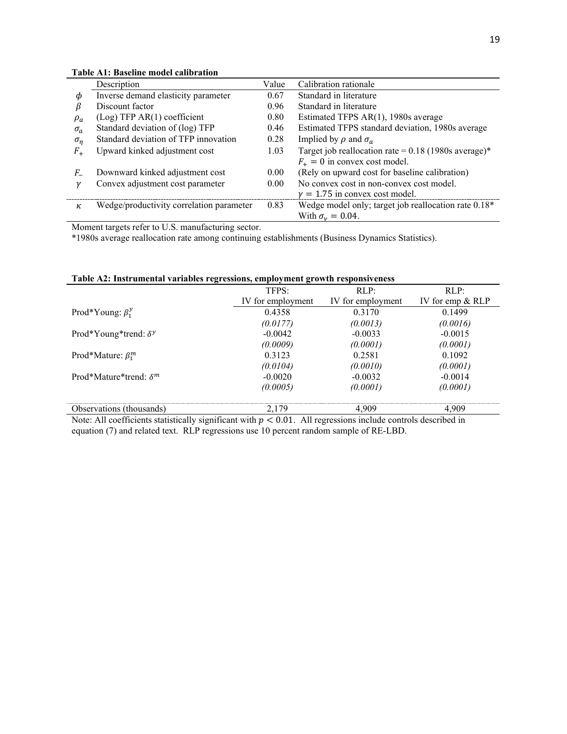**Table A1: Baseline model calibration**

| | Description | Value | Calibration rationale |
|---|---|---|---|
| $\phi$ | Inverse demand elasticity parameter | 0.67 | Standard in literature |
| $\beta$ | Discount factor | 0.96 | Standard in literature |
| $\rho_a$ | (Log) TFP AR(1) coefficient | 0.80 | Estimated TFPS AR(1), 1980s average |
| $\sigma_a$ | Standard deviation of (log) TFP | 0.46 | Estimated TFPS standard deviation, 1980s average |
| $\sigma_\eta$ | Standard deviation of TFP innovation | 0.28 | Implied by $\rho$ and $\sigma_a$ |
| $F_+$ | Upward kinked adjustment cost | 1.03 | Target job reallocation rate = 0.18 (1980s average)* $F_+ = 0$ in convex cost model. |
| $F_-$ | Downward kinked adjustment cost | 0.00 | (Rely on upward cost for baseline calibration) |
| $\gamma$ | Convex adjustment cost parameter | 0.00 | No convex cost in non-convex cost model. $\gamma = 1.75$ in convex cost model. |
| $\kappa$ | Wedge/productivity correlation parameter | 0.83 | Wedge model only; target job reallocation rate 0.18* With $\sigma_\nu = 0.04$. |

Moment targets refer to U.S. manufacturing sector.

*1980s average reallocation rate among continuing establishments (Business Dynamics Statistics).

**Table A2: Instrumental variables regressions, employment growth responsiveness**

| | TFPS: IV for employment | RLP: IV for employment | RLP: IV for emp & RLP |
|---|---|---|---|
| Prod*Young: $\beta_1^y$ | 0.4358 | 0.3170 | 0.1499 |
| | *(0.0177)* | *(0.0013)* | *(0.0016)* |
| Prod*Young*trend: $\delta^y$ | -0.0042 | -0.0033 | -0.0015 |
| | *(0.0009)* | *(0.0001)* | *(0.0001)* |
| Prod*Mature: $\beta_1^m$ | 0.3123 | 0.2581 | 0.1092 |
| | *(0.0104)* | *(0.0010)* | *(0.0001)* |
| Prod*Mature*trend: $\delta^m$ | -0.0020 | -0.0032 | -0.0014 |
| | *(0.0005)* | *(0.0001)* | *(0.0001)* |
| Observations (thousands) | 2,179 | 4,909 | 4,909 |

Note: All coefficients statistically significant with $p < 0.01$. All regressions include controls described in equation (7) and related text. RLP regressions use 10 percent random sample of RE-LBD.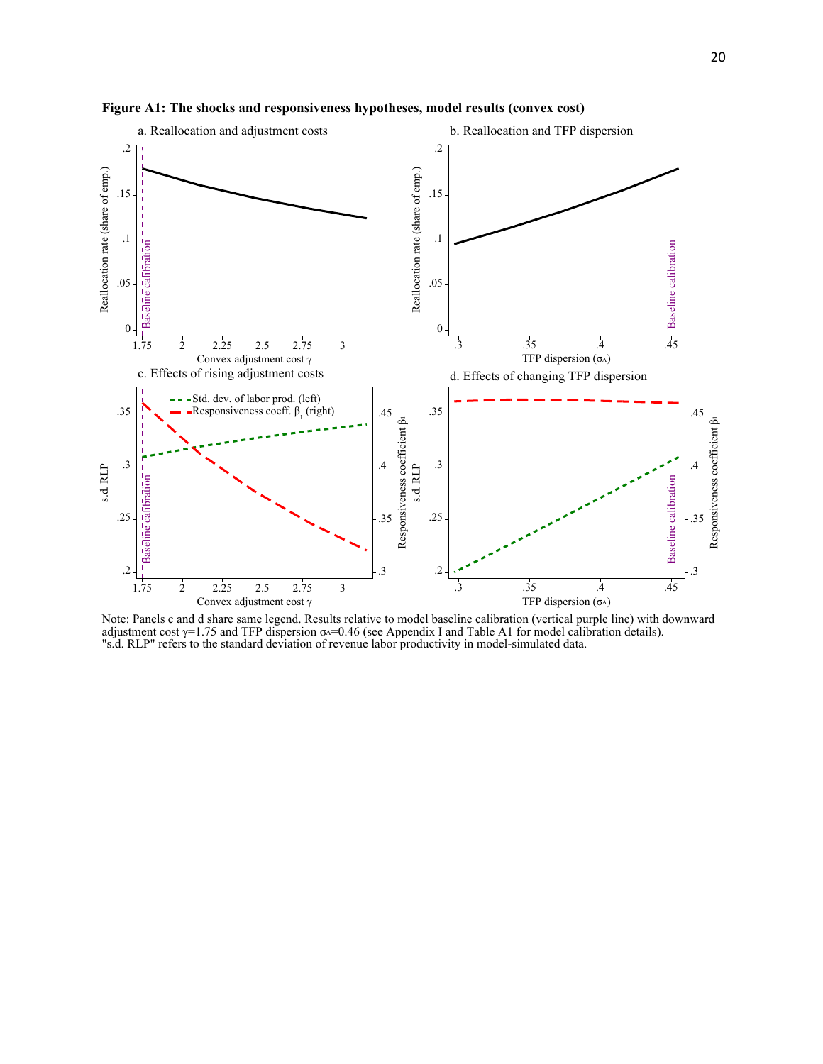**Figure A1: The shocks and responsiveness hypotheses, model results (convex cost)**

a. Reallocation and adjustment costs

b. Reallocation and TFP dispersion

c. Effects of rising adjustment costs

d. Effects of changing TFP dispersion

Note: Panels c and d share same legend. Results relative to model baseline calibration (vertical purple line) with downward adjustment cost $\gamma$=1.75 and TFP dispersion $\sigma_A$=0.46 (see Appendix I and Table A1 for model calibration details). "s.d. RLP" refers to the standard deviation of revenue labor productivity in model-simulated data.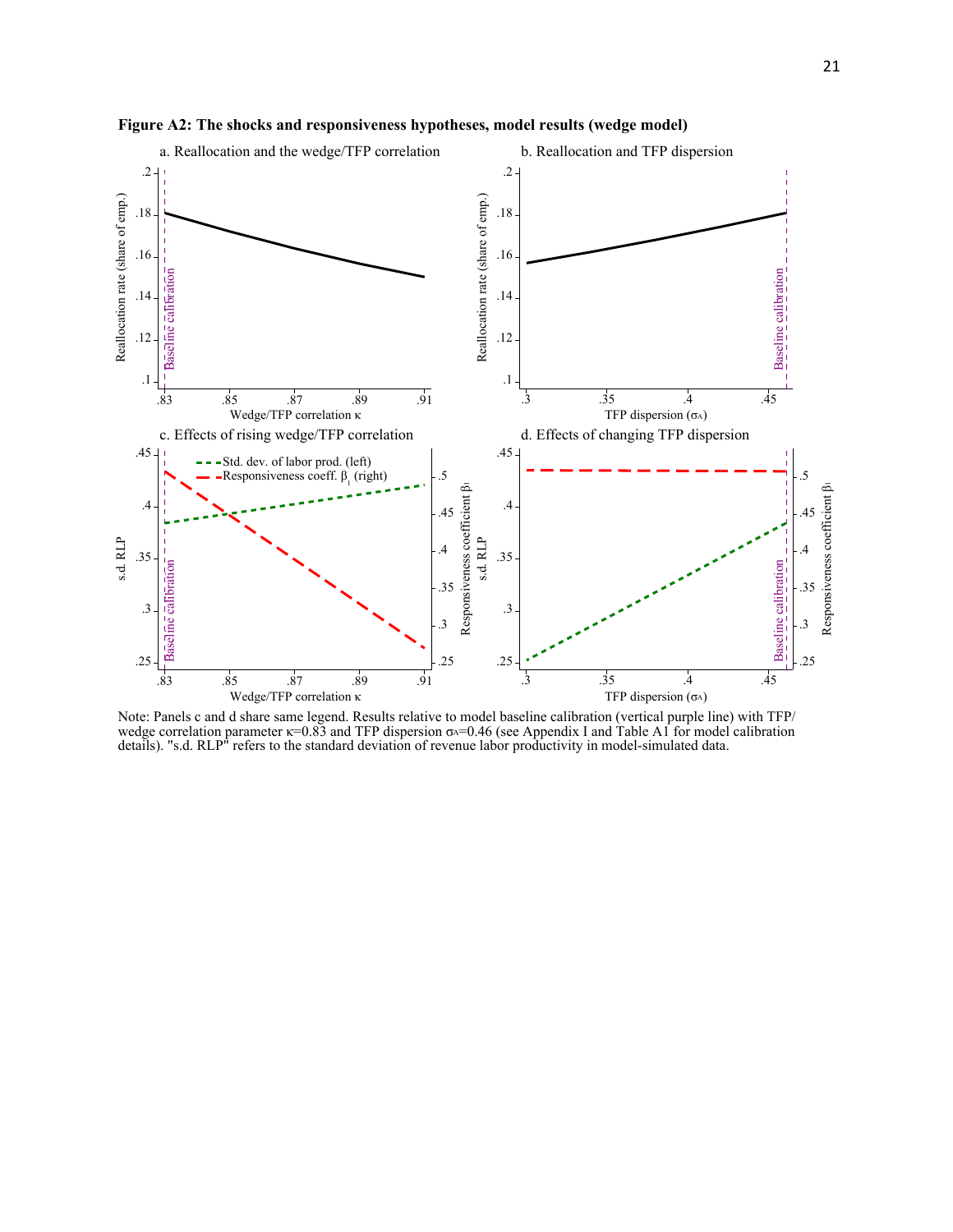**Figure A2: The shocks and responsiveness hypotheses, model results (wedge model)**

Note: Panels c and d share same legend. Results relative to model baseline calibration (vertical purple line) with TFP/wedge correlation parameter κ=0.83 and TFP dispersion $\sigma_A$=0.46 (see Appendix I and Table A1 for model calibration details). "s.d. RLP" refers to the standard deviation of revenue labor productivity in model-simulated data.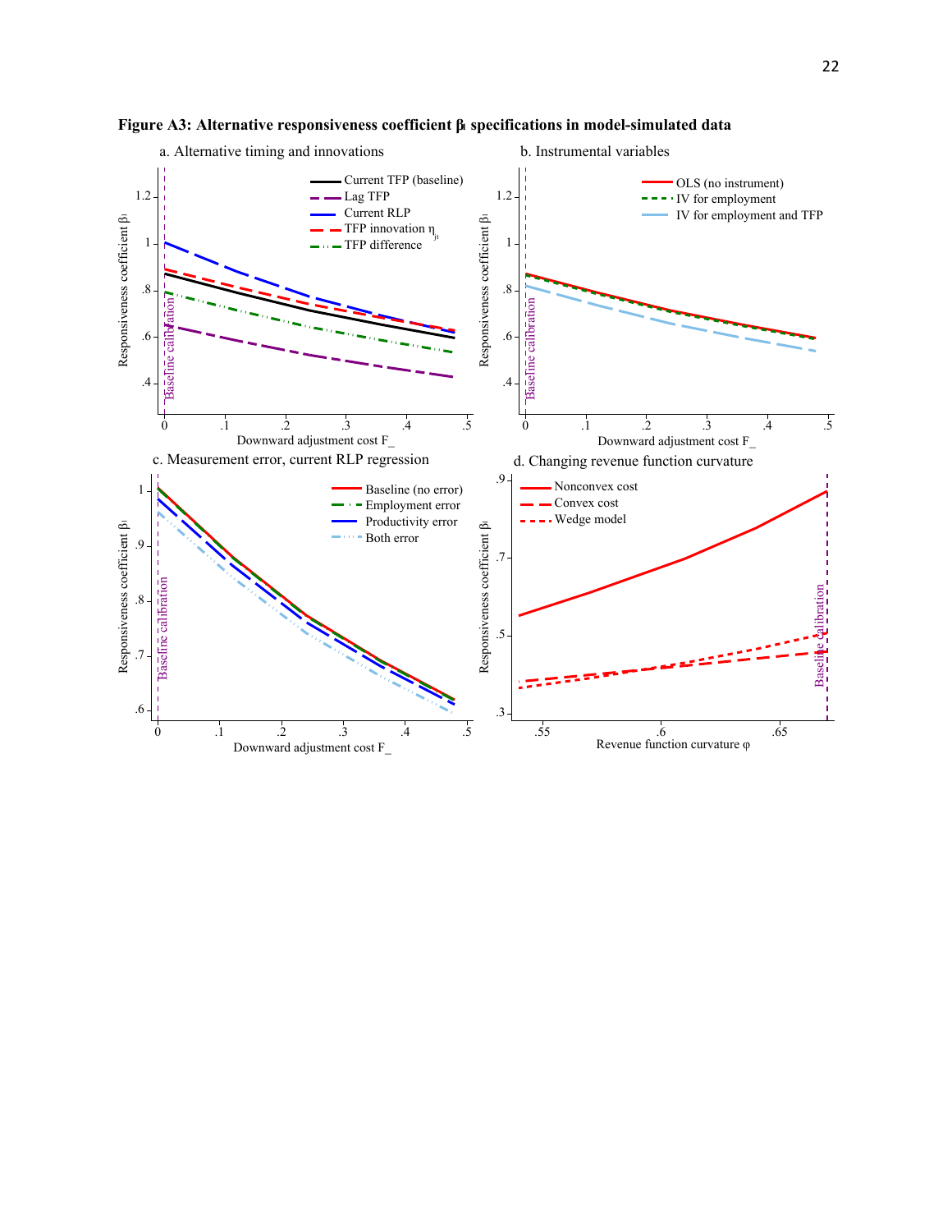**Figure A3: Alternative responsiveness coefficient $\beta_1$ specifications in model-simulated data**

a. Alternative timing and innovations

Responsiveness coefficient $\beta_1$

Current TFP (baseline)
Lag TFP
Current RLP
TFP innovation $\eta_{jt}$
TFP difference

Baseline calibration

Downward adjustment cost F_

b. Instrumental variables

Responsiveness coefficient $\beta_1$

OLS (no instrument)
IV for employment
IV for employment and TFP

Baseline calibration

Downward adjustment cost F_

c. Measurement error, current RLP regression

Responsiveness coefficient $\beta_1$

Baseline (no error)
Employment error
Productivity error
Both error

Baseline calibration

Downward adjustment cost F_

d. Changing revenue function curvature

Responsiveness coefficient $\beta_1$

Nonconvex cost
Convex cost
Wedge model

Baseline calibration

Revenue function curvature $\varphi$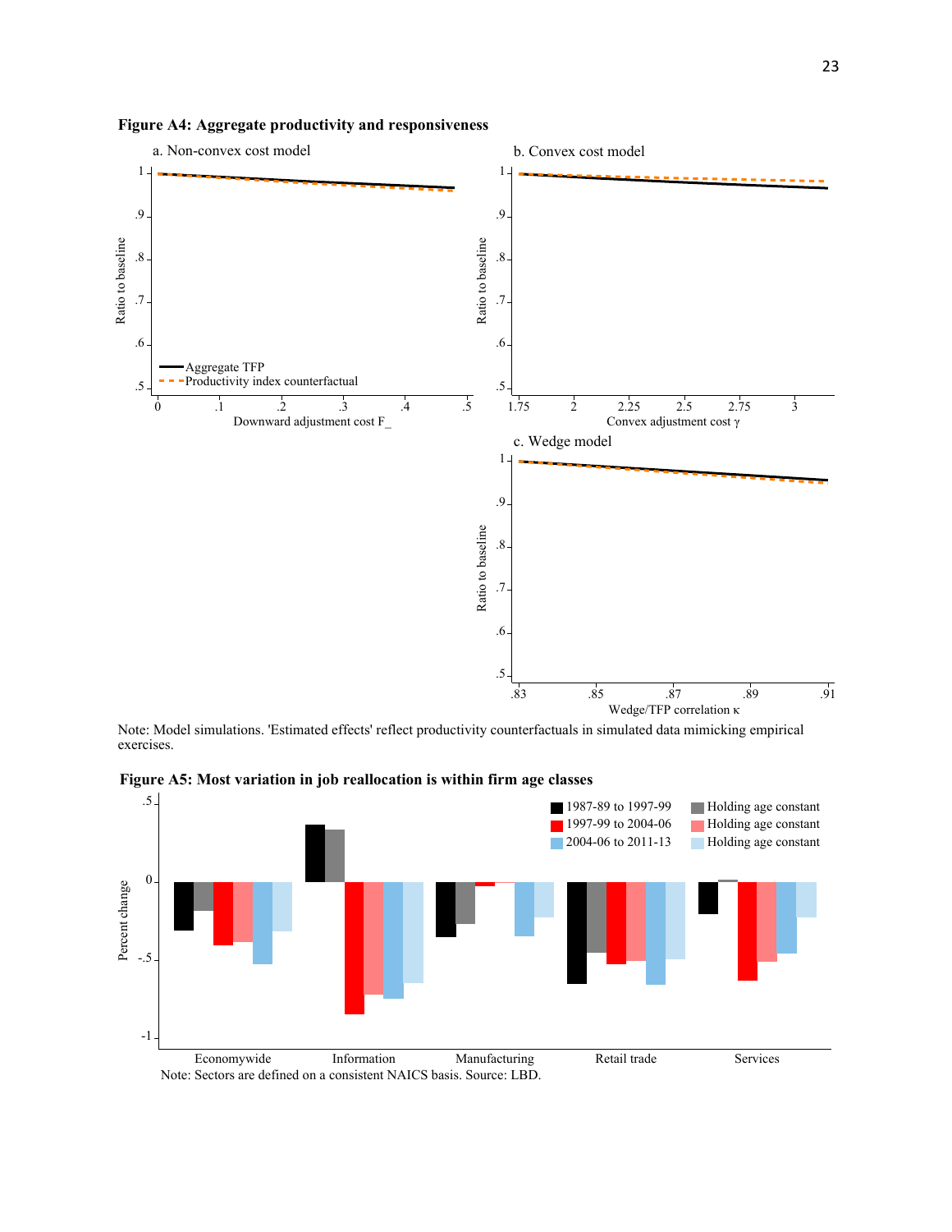**Figure A4: Aggregate productivity and responsiveness**

a. Non-convex cost model

Ratio to baseline

1
.9
.8
.7
.6
.5

Aggregate TFP
Productivity index counterfactual

0 .1 .2 .3 .4 .5

Downward adjustment cost F_

b. Convex cost model

Ratio to baseline

1
.9
.8
.7
.6
.5

1.75 2 2.25 2.5 2.75 3

Convex adjustment cost γ

c. Wedge model

Ratio to baseline

1
.9
.8
.7
.6
.5

.83 .85 .87 .89 .91

Wedge/TFP correlation κ

Note: Model simulations. 'Estimated effects' reflect productivity counterfactuals in simulated data mimicking empirical exercises.

**Figure A5: Most variation in job reallocation is within firm age classes**

Percent change

.5
0
-.5
-1

1987-89 to 1997-99
1997-99 to 2004-06
2004-06 to 2011-13
Holding age constant
Holding age constant
Holding age constant

Economywide Information Manufacturing Retail trade Services

Note: Sectors are defined on a consistent NAICS basis. Source: LBD.